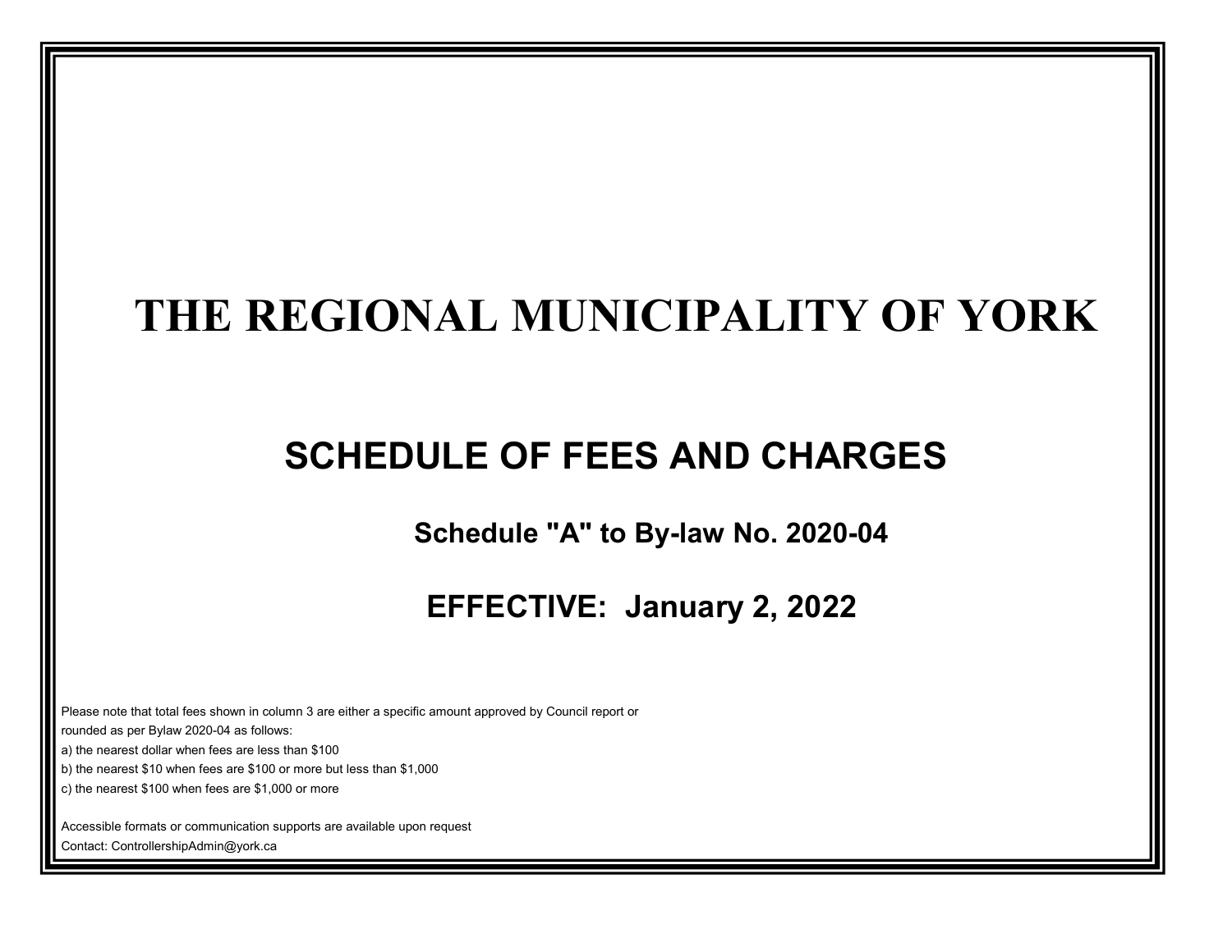# THE REGIONAL MUNICIPALITY OF YORK

## SCHEDULE OF FEES AND CHARGES

### Schedule "A" to By-law No. 2020-04

### EFFECTIVE: January 2, 2022

Please note that total fees shown in column 3 are either a specific amount approved by Council report or rounded as per Bylaw 2020-04 as follows:

a) the nearest dollar when fees are less than $100

b) the nearest $10 when fees are $100 or more but less than $1,000

c) the nearest $100 when fees are $1,000 or more

Accessible formats or communication supports are available upon request

Contact: ControllershipAdmin@york.ca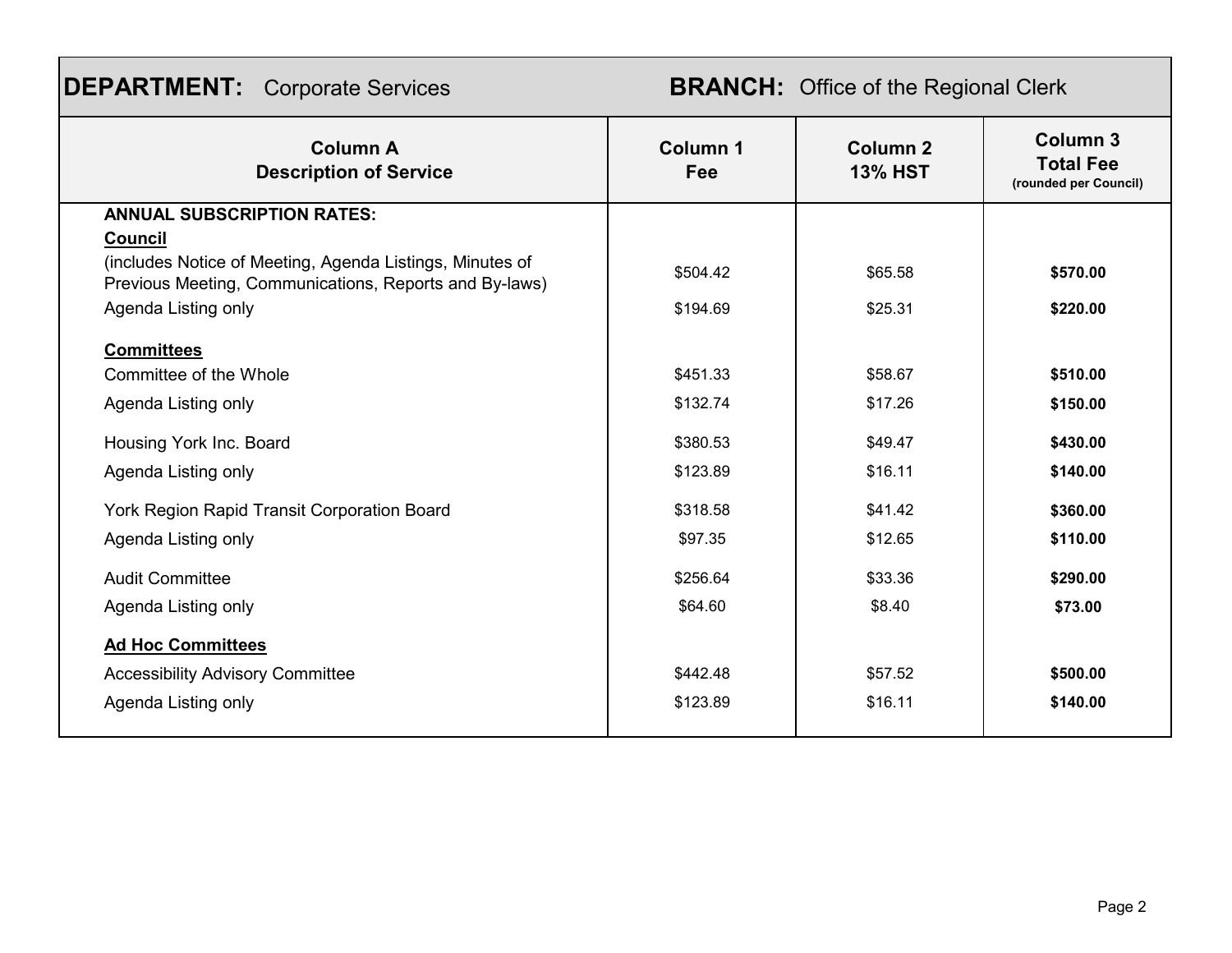| **DEPARTMENT:** Corporate Services | **BRANCH:** Office of the Regional Clerk | | |
|---|---|---|---|
| **Column A**<br>**Description of Service** | **Column 1**<br>**Fee** | **Column 2**<br>**13% HST** | **Column 3**<br>**Total Fee**<br>**(rounded per Council)** |
| **ANNUAL SUBSCRIPTION RATES:** | | | |
| **Council** | | | |
| (includes Notice of Meeting, Agenda Listings, Minutes of Previous Meeting, Communications, Reports and By-laws) | $504.42 | $65.58 | **$570.00** |
| Agenda Listing only | $194.69 | $25.31 | **$220.00** |
| **Committees** | | | |
| Committee of the Whole | $451.33 | $58.67 | **$510.00** |
| Agenda Listing only | $132.74 | $17.26 | **$150.00** |
| Housing York Inc. Board | $380.53 | $49.47 | **$430.00** |
| Agenda Listing only | $123.89 | $16.11 | **$140.00** |
| York Region Rapid Transit Corporation Board | $318.58 | $41.42 | **$360.00** |
| Agenda Listing only | $97.35 | $12.65 | **$110.00** |
| Audit Committee | $256.64 | $33.36 | **$290.00** |
| Agenda Listing only | $64.60 | $8.40 | **$73.00** |
| **Ad Hoc Committees** | | | |
| Accessibility Advisory Committee | $442.48 | $57.52 | **$500.00** |
| Agenda Listing only | $123.89 | $16.11 | **$140.00** |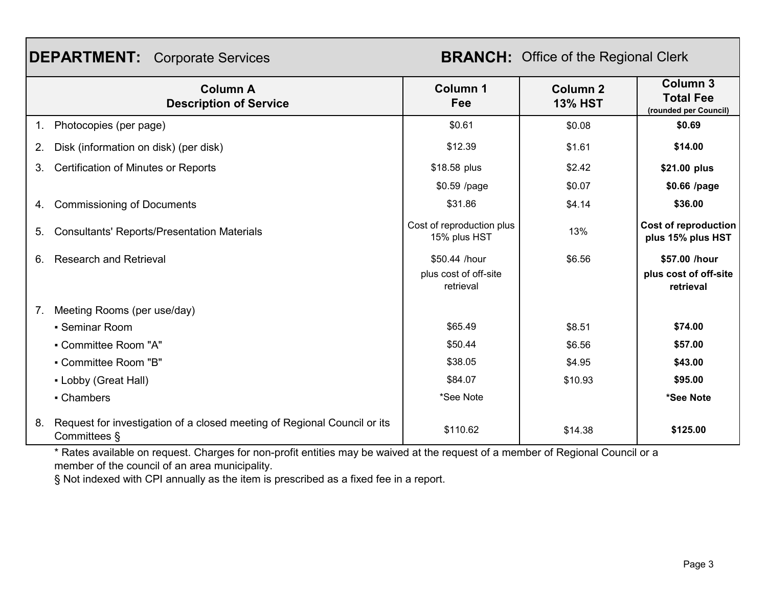**DEPARTMENT:** Corporate Services **BRANCH:** Office of the Regional Clerk

| Column A<br>Description of Service | Column 1<br>Fee | Column 2<br>13% HST | Column 3<br>Total Fee<br>(rounded per Council) |
|---|---|---|---|
| 1. Photocopies (per page) | $0.61 | $0.08 | **$0.69** |
| 2. Disk (information on disk) (per disk) | $12.39 | $1.61 | **$14.00** |
| 3. Certification of Minutes or Reports | $18.58 plus | $2.42 | **$21.00 plus** |
| | $0.59 /page | $0.07 | **$0.66 /page** |
| 4. Commissioning of Documents | $31.86 | $4.14 | **$36.00** |
| 5. Consultants' Reports/Presentation Materials | Cost of reproduction plus 15% plus HST | 13% | **Cost of reproduction plus 15% plus HST** |
| 6. Research and Retrieval | $50.44 /hour<br>plus cost of off-site retrieval | $6.56 | **$57.00 /hour<br>plus cost of off-site retrieval** |
| 7. Meeting Rooms (per use/day) | | | |
| ▪ Seminar Room | $65.49 | $8.51 | **$74.00** |
| ▪ Committee Room "A" | $50.44 | $6.56 | **$57.00** |
| ▪ Committee Room "B" | $38.05 | $4.95 | **$43.00** |
| ▪ Lobby (Great Hall) | $84.07 | $10.93 | **$95.00** |
| ▪ Chambers | *See Note | | ***See Note** |
| 8. Request for investigation of a closed meeting of Regional Council or its Committees § | $110.62 | $14.38 | **$125.00** |

* Rates available on request. Charges for non-profit entities may be waived at the request of a member of Regional Council or a member of the council of an area municipality.

§ Not indexed with CPI annually as the item is prescribed as a fixed fee in a report.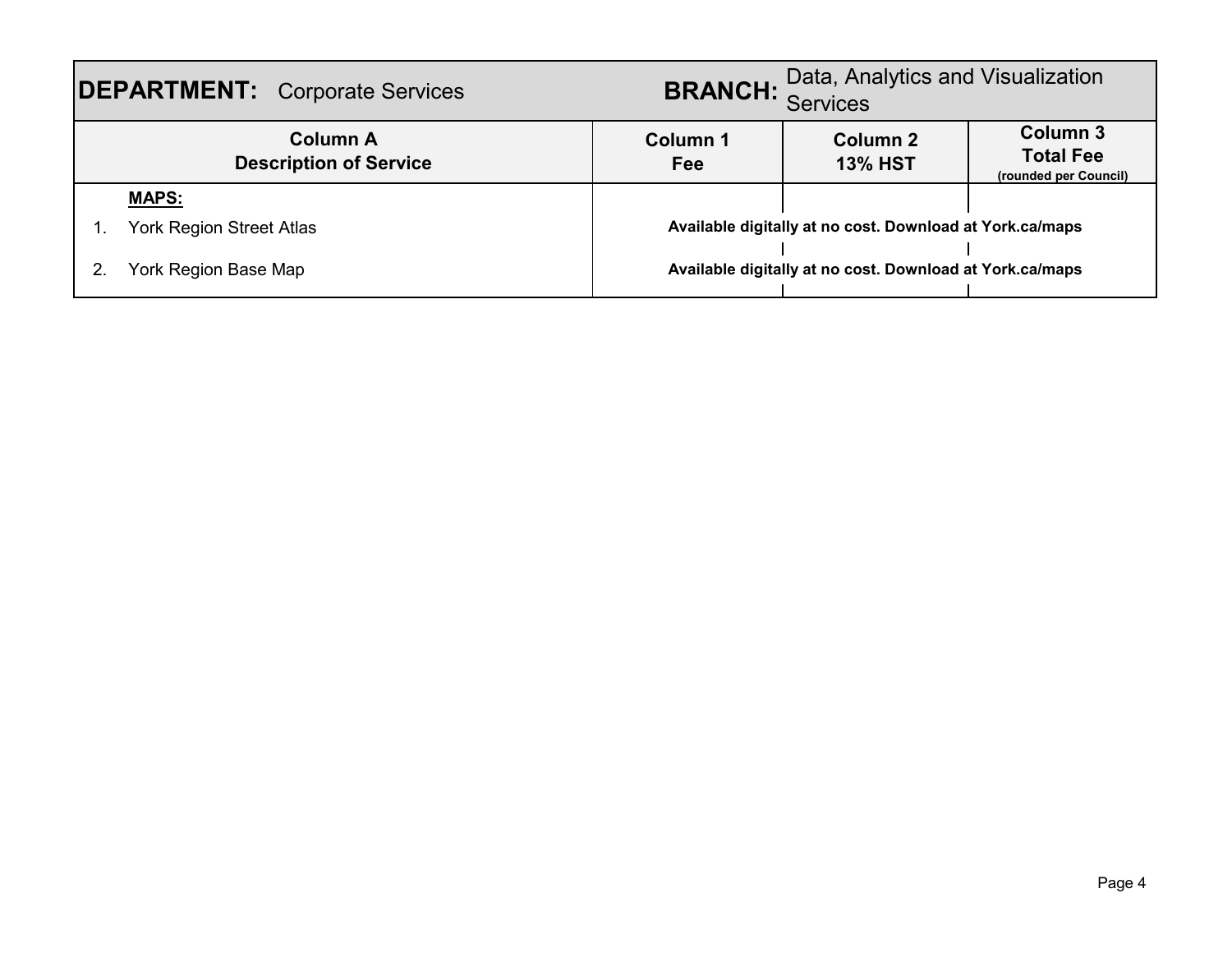| **DEPARTMENT:** Corporate Services | **BRANCH:** Data, Analytics and Visualization Services | | |
|---|---|---|---|
| **Column A** **Description of Service** | **Column 1** **Fee** | **Column 2** **13% HST** | **Column 3** **Total Fee** **(rounded per Council)** |
| **MAPS:** | | | |
| 1. York Region Street Atlas | **Available digitally at no cost. Download at York.ca/maps** | | |
| 2. York Region Base Map | **Available digitally at no cost. Download at York.ca/maps** | | |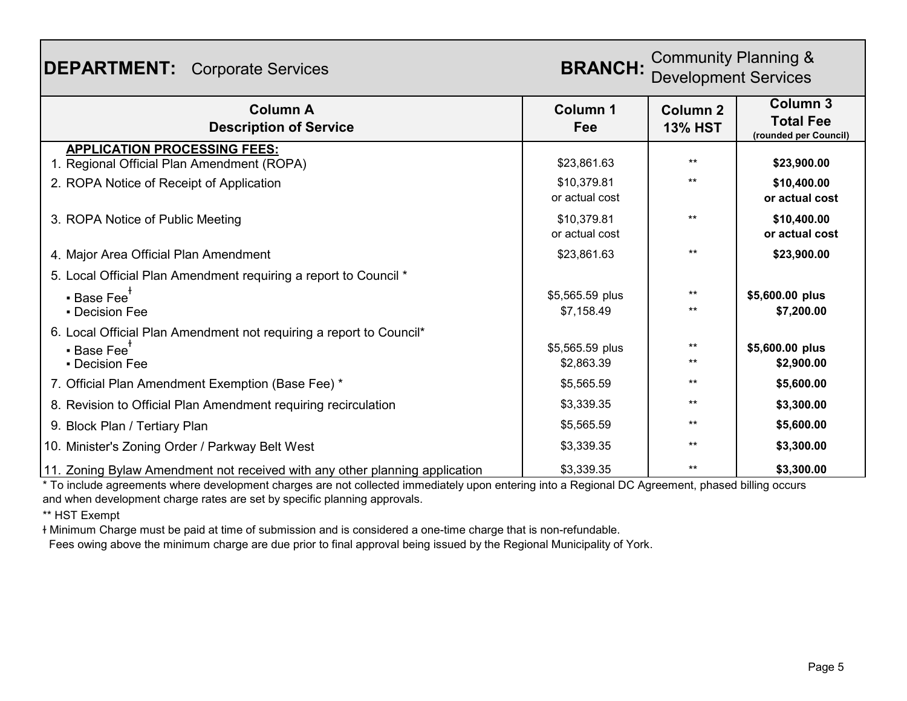| **DEPARTMENT:** Corporate Services | | **BRANCH:** Community Planning & Development Services | |
|---|---|---|---|
| **Column A Description of Service** | **Column 1 Fee** | **Column 2 13% HST** | **Column 3 Total Fee (rounded per Council)** |
| **APPLICATION PROCESSING FEES:** | | | |
| 1. Regional Official Plan Amendment (ROPA) | $23,861.63 | ** | **$23,900.00** |
| 2. ROPA Notice of Receipt of Application | $10,379.81 or actual cost | ** | **$10,400.00 or actual cost** |
| 3. ROPA Notice of Public Meeting | $10,379.81 or actual cost | ** | **$10,400.00 or actual cost** |
| 4. Major Area Official Plan Amendment | $23,861.63 | ** | **$23,900.00** |
| 5. Local Official Plan Amendment requiring a report to Council * | | | |
| ▪ Base Fee ǂ | $5,565.59 plus | ** | **$5,600.00 plus** |
| ▪ Decision Fee | $7,158.49 | ** | **$7,200.00** |
| 6. Local Official Plan Amendment not requiring a report to Council* | | | |
| ▪ Base Fee ǂ | $5,565.59 plus | ** | **$5,600.00 plus** |
| ▪ Decision Fee | $2,863.39 | ** | **$2,900.00** |
| 7. Official Plan Amendment Exemption (Base Fee) * | $5,565.59 | ** | **$5,600.00** |
| 8. Revision to Official Plan Amendment requiring recirculation | $3,339.35 | ** | **$3,300.00** |
| 9. Block Plan / Tertiary Plan | $5,565.59 | ** | **$5,600.00** |
| 10. Minister's Zoning Order / Parkway Belt West | $3,339.35 | ** | **$3,300.00** |
| 11. Zoning Bylaw Amendment not received with any other planning application | $3,339.35 | ** | **$3,300.00** |

* To include agreements where development charges are not collected immediately upon entering into a Regional DC Agreement, phased billing occurs and when development charge rates are set by specific planning approvals.

** HST Exempt

ǂ Minimum Charge must be paid at time of submission and is considered a one-time charge that is non-refundable. Fees owing above the minimum charge are due prior to final approval being issued by the Regional Municipality of York.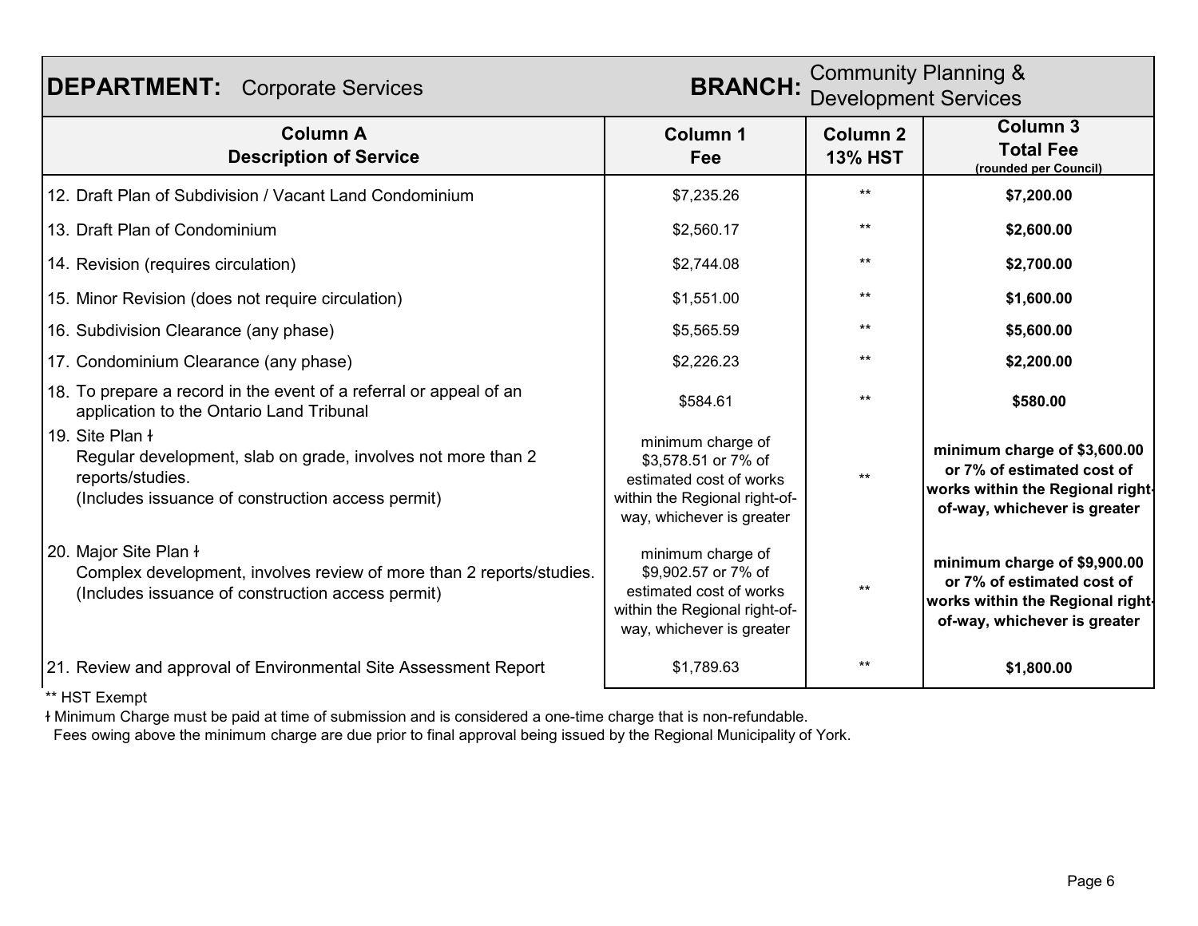| **DEPARTMENT:** Corporate Services | | **BRANCH:** Community Planning & Development Services | |
|---|---|---|---|
| **Column A Description of Service** | **Column 1 Fee** | **Column 2 13% HST** | **Column 3 Total Fee (rounded per Council)** |
| 12. Draft Plan of Subdivision / Vacant Land Condominium | $7,235.26 | ** | **$7,200.00** |
| 13. Draft Plan of Condominium | $2,560.17 | ** | **$2,600.00** |
| 14. Revision (requires circulation) | $2,744.08 | ** | **$2,700.00** |
| 15. Minor Revision (does not require circulation) | $1,551.00 | ** | **$1,600.00** |
| 16. Subdivision Clearance (any phase) | $5,565.59 | ** | **$5,600.00** |
| 17. Condominium Clearance (any phase) | $2,226.23 | ** | **$2,200.00** |
| 18. To prepare a record in the event of a referral or appeal of an application to the Ontario Land Tribunal | $584.61 | ** | **$580.00** |
| 19. Site Plan ł Regular development, slab on grade, involves not more than 2 reports/studies. (Includes issuance of construction access permit) | minimum charge of $3,578.51 or 7% of estimated cost of works within the Regional right-of-way, whichever is greater | ** | **minimum charge of $3,600.00 or 7% of estimated cost of works within the Regional right-of-way, whichever is greater** |
| 20. Major Site Plan ł Complex development, involves review of more than 2 reports/studies. (Includes issuance of construction access permit) | minimum charge of $9,902.57 or 7% of estimated cost of works within the Regional right-of-way, whichever is greater | ** | **minimum charge of $9,900.00 or 7% of estimated cost of works within the Regional right-of-way, whichever is greater** |
| 21. Review and approval of Environmental Site Assessment Report | $1,789.63 | ** | **$1,800.00** |

** HST Exempt

ł Minimum Charge must be paid at time of submission and is considered a one-time charge that is non-refundable.
Fees owing above the minimum charge are due prior to final approval being issued by the Regional Municipality of York.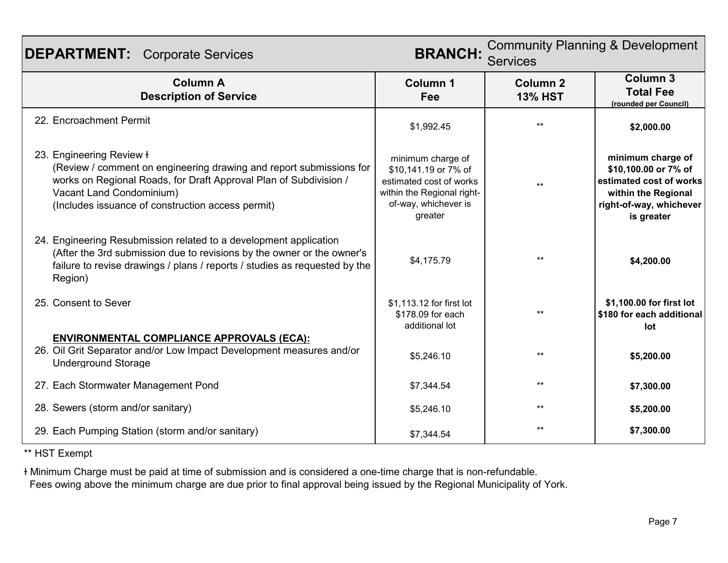| **DEPARTMENT:** Corporate Services | | **BRANCH:** Community Planning & Development Services | |
|---|---|---|---|
| **Column A Description of Service** | **Column 1 Fee** | **Column 2 13% HST** | **Column 3 Total Fee** (rounded per Council) |
| 22. Encroachment Permit | $1,992.45 | ** | **$2,000.00** |
| 23. Engineering Review ƚ (Review / comment on engineering drawing and report submissions for works on Regional Roads, for Draft Approval Plan of Subdivision / Vacant Land Condominium) (Includes issuance of construction access permit) | minimum charge of $10,141.19 or 7% of estimated cost of works within the Regional right-of-way, whichever is greater | ** | **minimum charge of $10,100.00 or 7% of estimated cost of works within the Regional right-of-way, whichever is greater** |
| 24. Engineering Resubmission related to a development application (After the 3rd submission due to revisions by the owner or the owner's failure to revise drawings / plans / reports / studies as requested by the Region) | $4,175.79 | ** | **$4,200.00** |
| 25. Consent to Sever | $1,113.12 for first lot $178.09 for each additional lot | ** | **$1,100.00 for first lot $180 for each additional lot** |
| **ENVIRONMENTAL COMPLIANCE APPROVALS (ECA):** | | | |
| 26. Oil Grit Separator and/or Low Impact Development measures and/or Underground Storage | $5,246.10 | ** | **$5,200.00** |
| 27. Each Stormwater Management Pond | $7,344.54 | ** | **$7,300.00** |
| 28. Sewers (storm and/or sanitary) | $5,246.10 | ** | **$5,200.00** |
| 29. Each Pumping Station (storm and/or sanitary) | $7,344.54 | ** | **$7,300.00** |

** HST Exempt

ƚ Minimum Charge must be paid at time of submission and is considered a one-time charge that is non-refundable.
Fees owing above the minimum charge are due prior to final approval being issued by the Regional Municipality of York.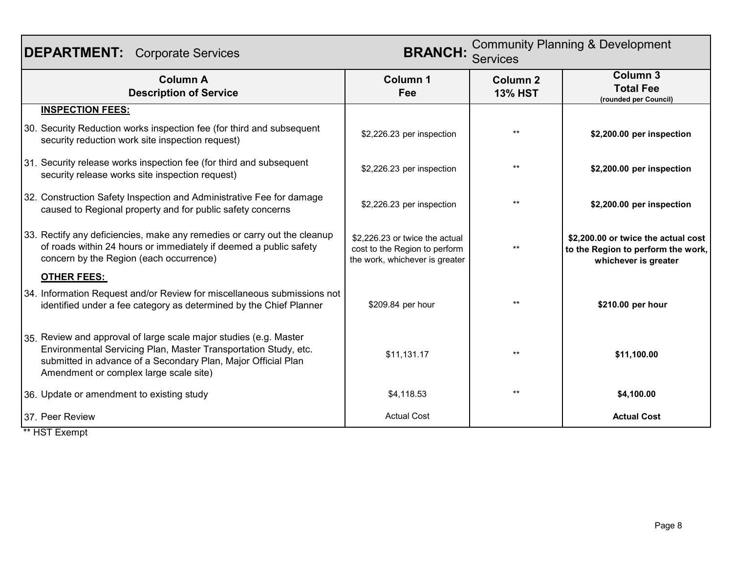| **DEPARTMENT:** Corporate Services | | **BRANCH:** Community Planning & Development Services | |
|---|---|---|---|
| **Column A Description of Service** | **Column 1 Fee** | **Column 2 13% HST** | **Column 3 Total Fee (rounded per Council)** |
| **INSPECTION FEES:** | | | |
| 30. Security Reduction works inspection fee (for third and subsequent security reduction work site inspection request) | $2,226.23 per inspection | ** | **$2,200.00 per inspection** |
| 31. Security release works inspection fee (for third and subsequent security release works site inspection request) | $2,226.23 per inspection | ** | **$2,200.00 per inspection** |
| 32. Construction Safety Inspection and Administrative Fee for damage caused to Regional property and for public safety concerns | $2,226.23 per inspection | ** | **$2,200.00 per inspection** |
| 33. Rectify any deficiencies, make any remedies or carry out the cleanup of roads within 24 hours or immediately if deemed a public safety concern by the Region (each occurrence) | $2,226.23 or twice the actual cost to the Region to perform the work, whichever is greater | ** | **$2,200.00 or twice the actual cost to the Region to perform the work, whichever is greater** |
| **OTHER FEES:** | | | |
| 34. Information Request and/or Review for miscellaneous submissions not identified under a fee category as determined by the Chief Planner | $209.84 per hour | ** | **$210.00 per hour** |
| 35. Review and approval of large scale major studies (e.g. Master Environmental Servicing Plan, Master Transportation Study, etc. submitted in advance of a Secondary Plan, Major Official Plan Amendment or complex large scale site) | $11,131.17 | ** | **$11,100.00** |
| 36. Update or amendment to existing study | $4,118.53 | ** | **$4,100.00** |
| 37. Peer Review | Actual Cost | | **Actual Cost** |

** HST Exempt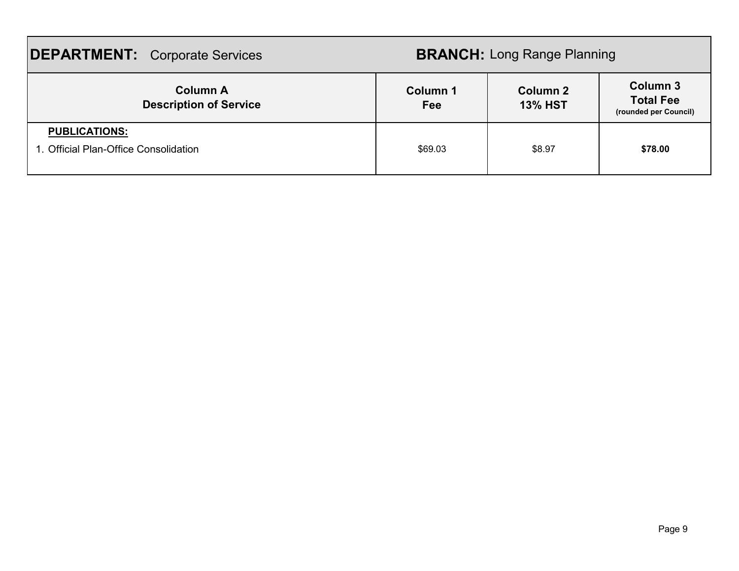| **DEPARTMENT:** Corporate Services | **BRANCH:** Long Range Planning | | |
|---|---|---|---|
| **Column A**<br>**Description of Service** | **Column 1**<br>**Fee** | **Column 2**<br>**13% HST** | **Column 3**<br>**Total Fee**<br>**(rounded per Council)** |
| **PUBLICATIONS:** | | | |
| 1. Official Plan-Office Consolidation | $69.03 | $8.97 | **$78.00** |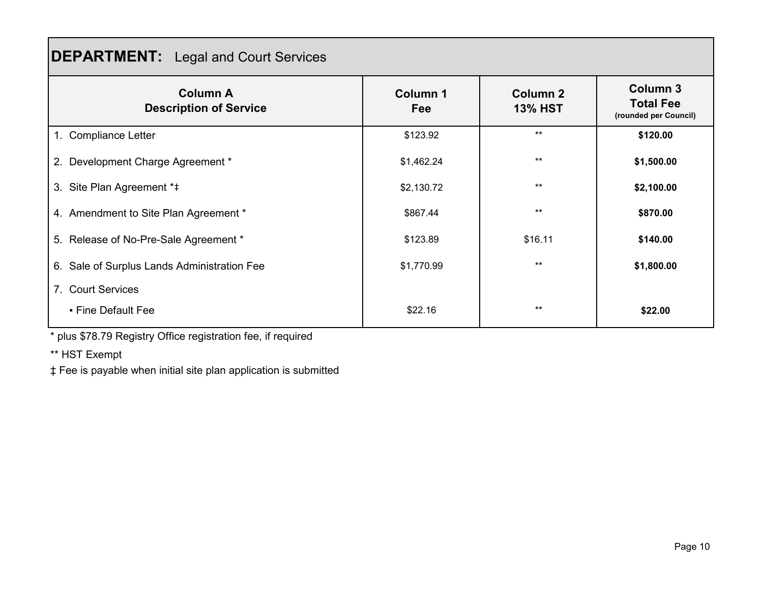## DEPARTMENT: Legal and Court Services

| Column A<br>Description of Service | Column 1<br>Fee | Column 2<br>13% HST | Column 3<br>Total Fee<br>(rounded per Council) |
|---|---|---|---|
| 1. Compliance Letter | $123.92 | ** | **$120.00** |
| 2. Development Charge Agreement * | $1,462.24 | ** | **$1,500.00** |
| 3. Site Plan Agreement *‡ | $2,130.72 | ** | **$2,100.00** |
| 4. Amendment to Site Plan Agreement * | $867.44 | ** | **$870.00** |
| 5. Release of No-Pre-Sale Agreement * | $123.89 | $16.11 | **$140.00** |
| 6. Sale of Surplus Lands Administration Fee | $1,770.99 | ** | **$1,800.00** |
| 7. Court Services | | | |
| ▪ Fine Default Fee | $22.16 | ** | **$22.00** |

* plus $78.79 Registry Office registration fee, if required

** HST Exempt

‡ Fee is payable when initial site plan application is submitted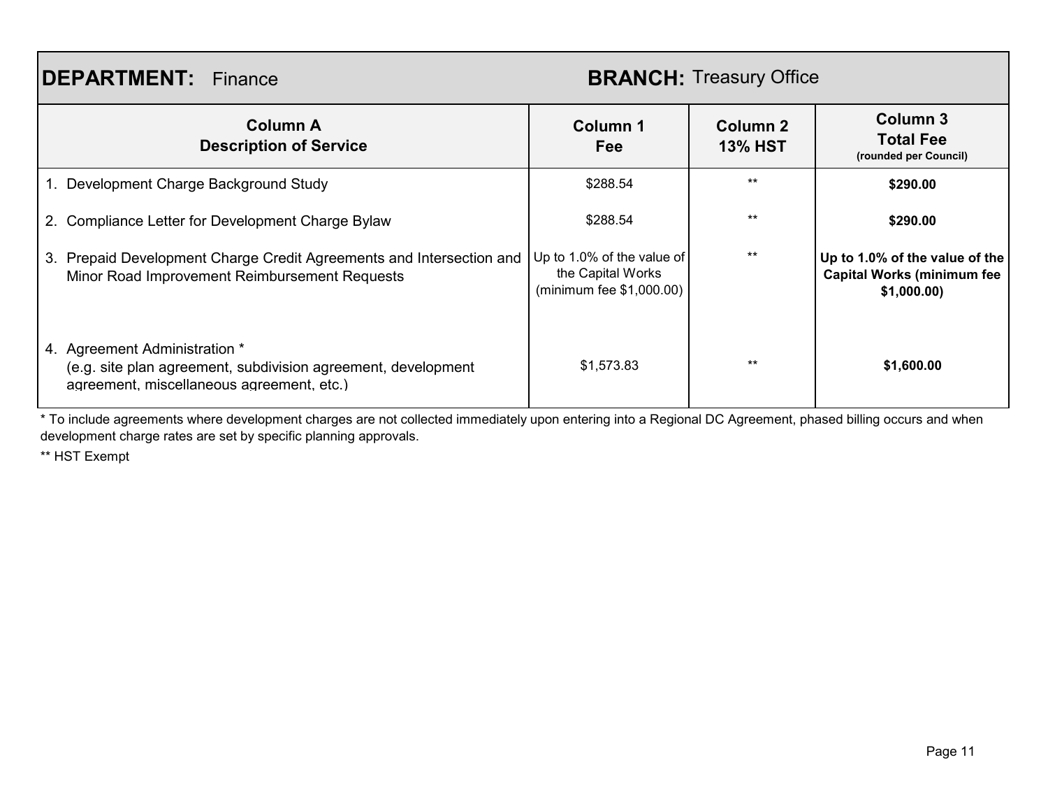**DEPARTMENT:** Finance **BRANCH:** Treasury Office

| Column A<br>Description of Service | Column 1<br>Fee | Column 2<br>13% HST | Column 3<br>Total Fee<br>(rounded per Council) |
|---|---|---|---|
| 1. Development Charge Background Study | $288.54 | ** | **$290.00** |
| 2. Compliance Letter for Development Charge Bylaw | $288.54 | ** | **$290.00** |
| 3. Prepaid Development Charge Credit Agreements and Intersection and Minor Road Improvement Reimbursement Requests | Up to 1.0% of the value of the Capital Works (minimum fee $1,000.00) | ** | **Up to 1.0% of the value of the Capital Works (minimum fee $1,000.00)** |
| 4. Agreement Administration *<br>(e.g. site plan agreement, subdivision agreement, development agreement, miscellaneous agreement, etc.) | $1,573.83 | ** | **$1,600.00** |

* To include agreements where development charges are not collected immediately upon entering into a Regional DC Agreement, phased billing occurs and when development charge rates are set by specific planning approvals.

** HST Exempt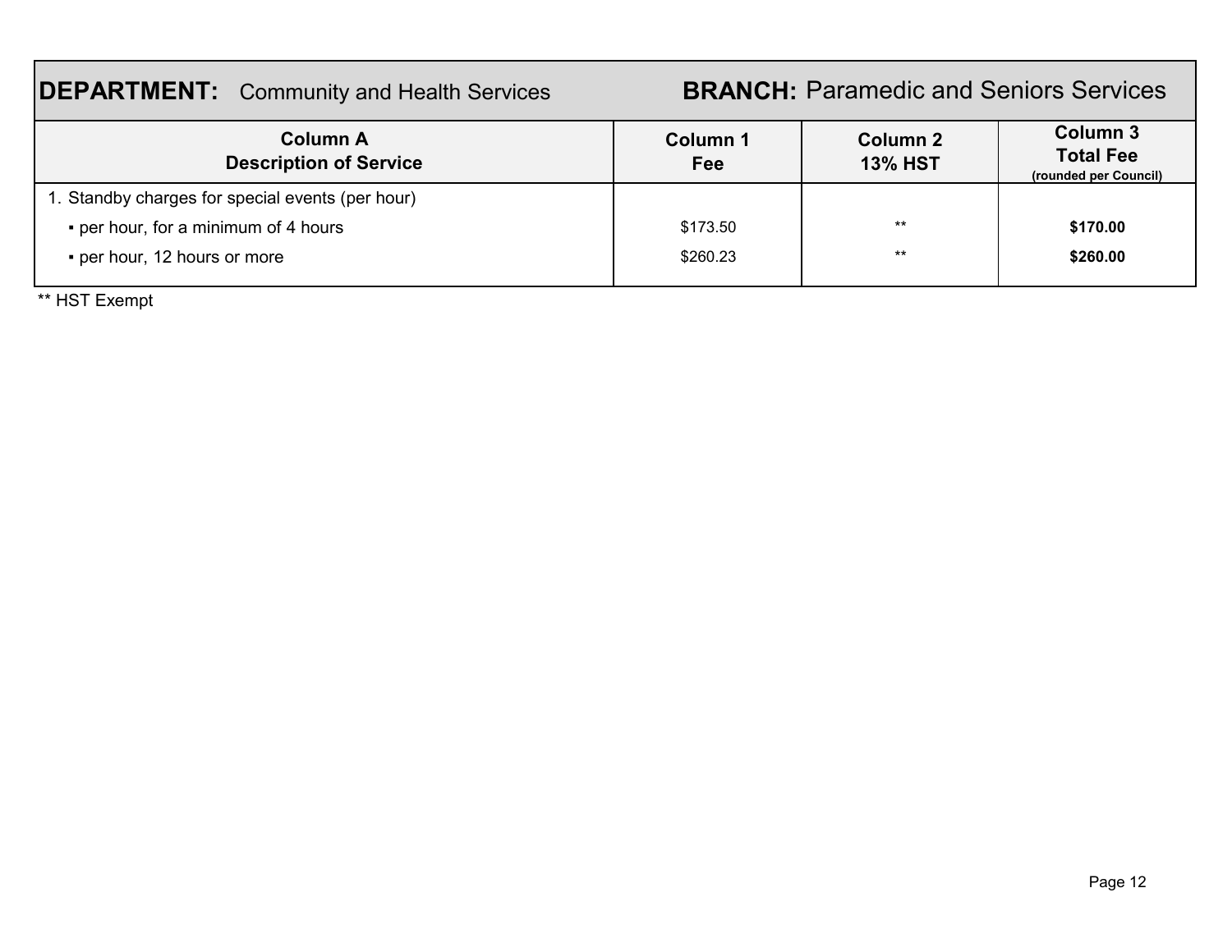**DEPARTMENT:** Community and Health Services **BRANCH:** Paramedic and Seniors Services

| Column A<br>Description of Service | Column 1<br>Fee | Column 2<br>13% HST | Column 3<br>Total Fee<br>(rounded per Council) |
|---|---|---|---|
| 1. Standby charges for special events (per hour) | | | |
| ▪ per hour, for a minimum of 4 hours | $173.50 | ** | **$170.00** |
| ▪ per hour, 12 hours or more | $260.23 | ** | **$260.00** |

** HST Exempt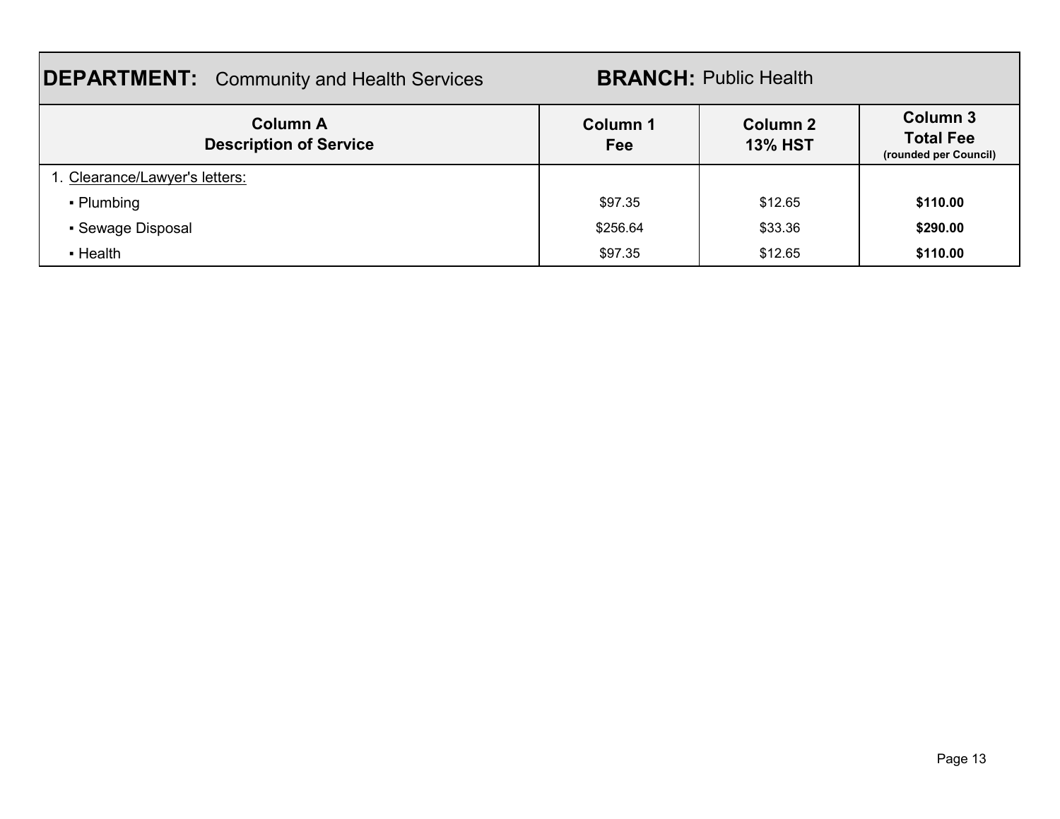**DEPARTMENT:** Community and Health Services **BRANCH:** Public Health

| Column A<br>Description of Service | Column 1<br>Fee | Column 2<br>13% HST | Column 3<br>Total Fee<br>(rounded per Council) |
|---|---|---|---|
| 1. Clearance/Lawyer's letters: | | | |
| ▪ Plumbing | $97.35 | $12.65 | **$110.00** |
| ▪ Sewage Disposal | $256.64 | $33.36 | **$290.00** |
| ▪ Health | $97.35 | $12.65 | **$110.00** |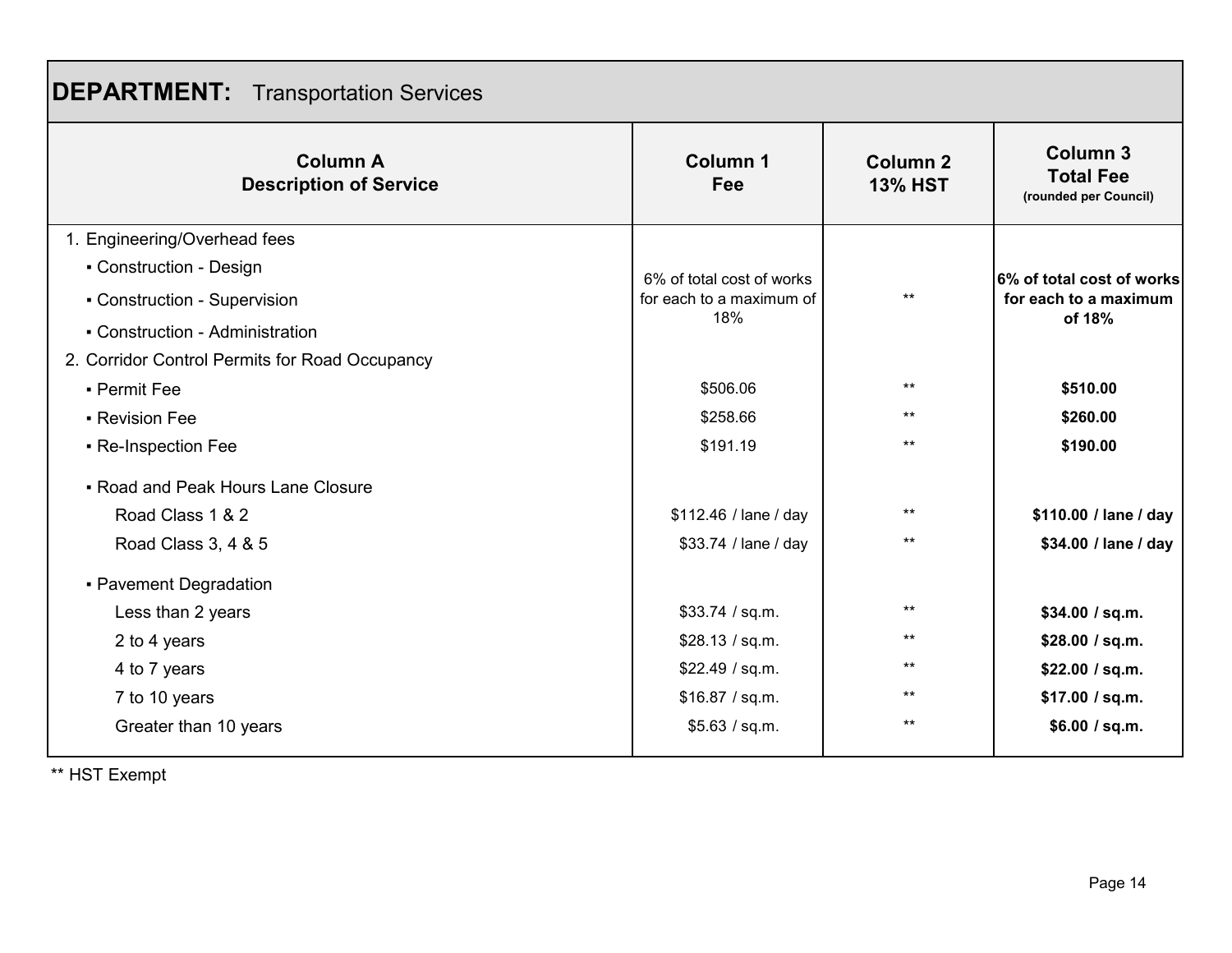## DEPARTMENT: Transportation Services

| Column A<br>Description of Service | Column 1<br>Fee | Column 2<br>13% HST | Column 3<br>Total Fee<br>(rounded per Council) |
|---|---|---|---|
| 1. Engineering/Overhead fees | | | |
| ▪ Construction - Design<br>▪ Construction - Supervision<br>▪ Construction - Administration | 6% of total cost of works for each to a maximum of 18% | ** | **6% of total cost of works for each to a maximum of 18%** |
| 2. Corridor Control Permits for Road Occupancy | | | |
| ▪ Permit Fee | $506.06 | ** | **$510.00** |
| ▪ Revision Fee | $258.66 | ** | **$260.00** |
| ▪ Re-Inspection Fee | $191.19 | ** | **$190.00** |
| ▪ Road and Peak Hours Lane Closure | | | |
| Road Class 1 & 2 | $112.46 / lane / day | ** | **$110.00 / lane / day** |
| Road Class 3, 4 & 5 | $33.74 / lane / day | ** | **$34.00 / lane / day** |
| ▪ Pavement Degradation | | | |
| Less than 2 years | $33.74 / sq.m. | ** | **$34.00 / sq.m.** |
| 2 to 4 years | $28.13 / sq.m. | ** | **$28.00 / sq.m.** |
| 4 to 7 years | $22.49 / sq.m. | ** | **$22.00 / sq.m.** |
| 7 to 10 years | $16.87 / sq.m. | ** | **$17.00 / sq.m.** |
| Greater than 10 years | $5.63 / sq.m. | ** | **$6.00 / sq.m.** |

** HST Exempt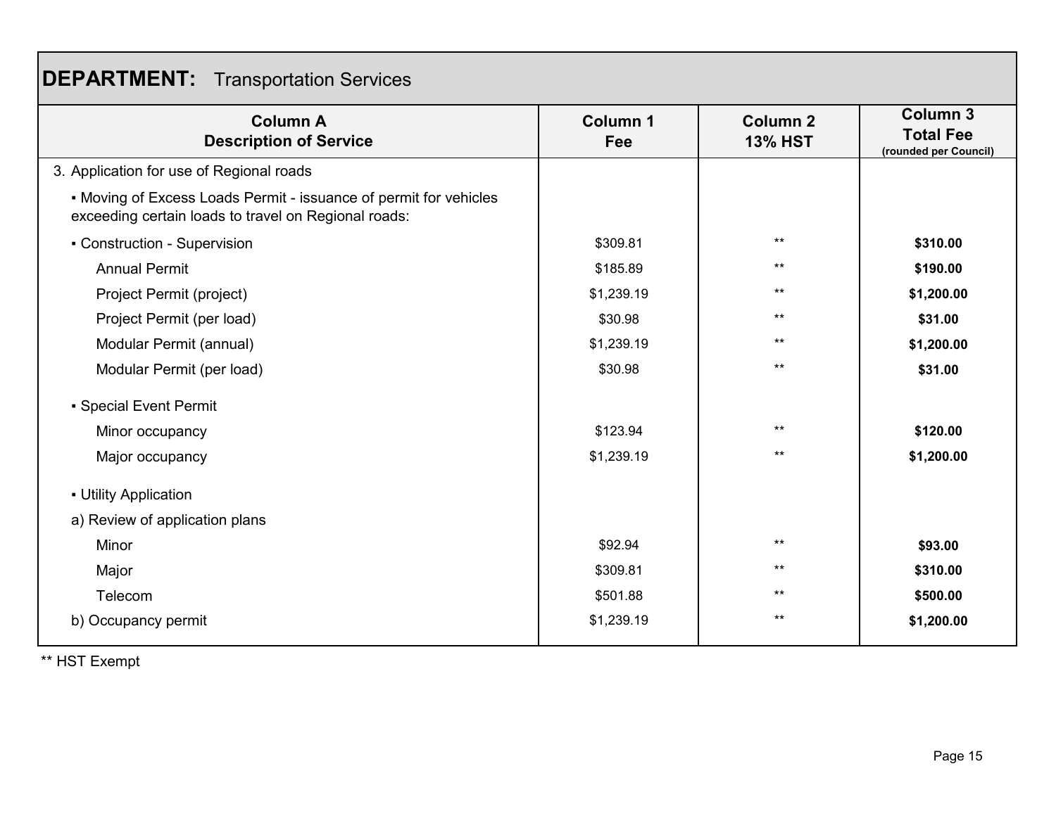## DEPARTMENT: Transportation Services

| Column A<br>Description of Service | Column 1<br>Fee | Column 2<br>13% HST | Column 3<br>Total Fee<br>(rounded per Council) |
|---|---|---|---|
| 3. Application for use of Regional roads | | | |
| ▪ Moving of Excess Loads Permit - issuance of permit for vehicles exceeding certain loads to travel on Regional roads: | | | |
| ▪ Construction - Supervision | $309.81 | ** | **$310.00** |
| Annual Permit | $185.89 | ** | **$190.00** |
| Project Permit (project) | $1,239.19 | ** | **$1,200.00** |
| Project Permit (per load) | $30.98 | ** | **$31.00** |
| Modular Permit (annual) | $1,239.19 | ** | **$1,200.00** |
| Modular Permit (per load) | $30.98 | ** | **$31.00** |
| ▪ Special Event Permit | | | |
| Minor occupancy | $123.94 | ** | **$120.00** |
| Major occupancy | $1,239.19 | ** | **$1,200.00** |
| ▪ Utility Application | | | |
| a) Review of application plans | | | |
| Minor | $92.94 | ** | **$93.00** |
| Major | $309.81 | ** | **$310.00** |
| Telecom | $501.88 | ** | **$500.00** |
| b) Occupancy permit | $1,239.19 | ** | **$1,200.00** |

** HST Exempt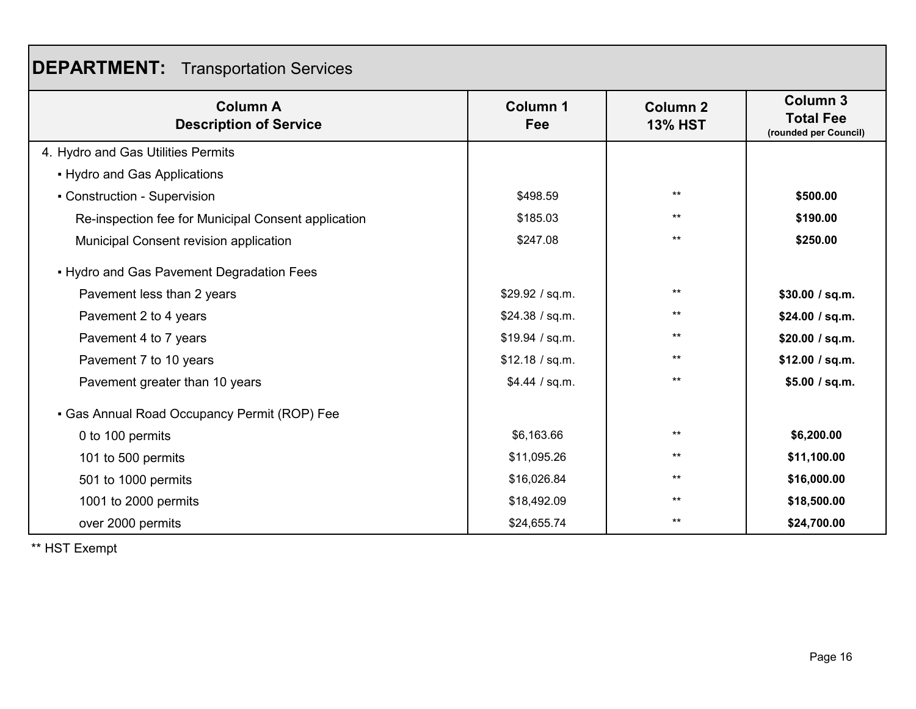## DEPARTMENT: Transportation Services

| Column A<br>Description of Service | Column 1<br>Fee | Column 2<br>13% HST | Column 3<br>Total Fee<br>(rounded per Council) |
|---|---|---|---|
| 4. Hydro and Gas Utilities Permits | | | |
| ▪ Hydro and Gas Applications | | | |
| ▪ Construction - Supervision | $498.59 | ** | **$500.00** |
| Re-inspection fee for Municipal Consent application | $185.03 | ** | **$190.00** |
| Municipal Consent revision application | $247.08 | ** | **$250.00** |
| ▪ Hydro and Gas Pavement Degradation Fees | | | |
| Pavement less than 2 years | $29.92 / sq.m. | ** | **$30.00 / sq.m.** |
| Pavement 2 to 4 years | $24.38 / sq.m. | ** | **$24.00 / sq.m.** |
| Pavement 4 to 7 years | $19.94 / sq.m. | ** | **$20.00 / sq.m.** |
| Pavement 7 to 10 years | $12.18 / sq.m. | ** | **$12.00 / sq.m.** |
| Pavement greater than 10 years | $4.44 / sq.m. | ** | **$5.00 / sq.m.** |
| ▪ Gas Annual Road Occupancy Permit (ROP) Fee | | | |
| 0 to 100 permits | $6,163.66 | ** | **$6,200.00** |
| 101 to 500 permits | $11,095.26 | ** | **$11,100.00** |
| 501 to 1000 permits | $16,026.84 | ** | **$16,000.00** |
| 1001 to 2000 permits | $18,492.09 | ** | **$18,500.00** |
| over 2000 permits | $24,655.74 | ** | **$24,700.00** |

** HST Exempt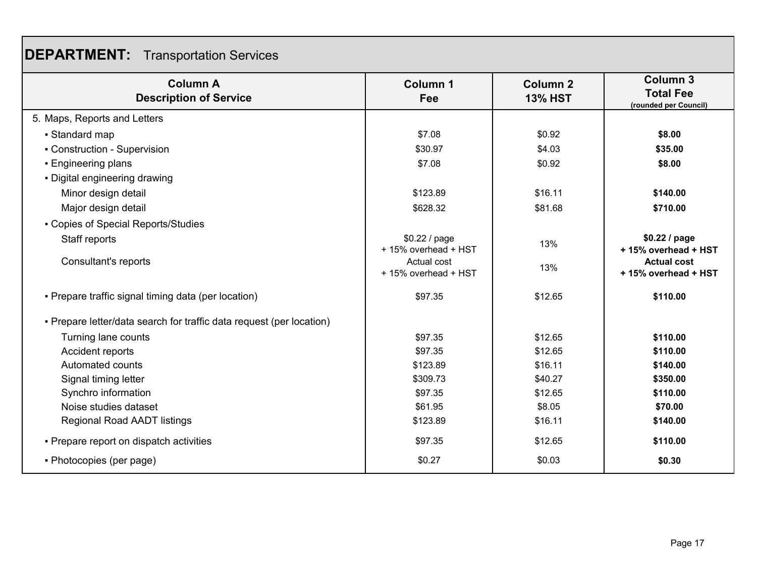## DEPARTMENT: Transportation Services

| Column A<br>Description of Service | Column 1<br>Fee | Column 2<br>13% HST | Column 3<br>Total Fee<br>(rounded per Council) |
|---|---|---|---|
| 5. Maps, Reports and Letters | | | |
| ▪ Standard map | $7.08 | $0.92 | **$8.00** |
| ▪ Construction - Supervision | $30.97 | $4.03 | **$35.00** |
| ▪ Engineering plans | $7.08 | $0.92 | **$8.00** |
| ▪ Digital engineering drawing | | | |
| Minor design detail | $123.89 | $16.11 | **$140.00** |
| Major design detail | $628.32 | $81.68 | **$710.00** |
| ▪ Copies of Special Reports/Studies | | | |
| Staff reports | $0.22 / page + 15% overhead + HST | 13% | **$0.22 / page + 15% overhead + HST** |
| Consultant's reports | Actual cost + 15% overhead + HST | 13% | **Actual cost + 15% overhead + HST** |
| ▪ Prepare traffic signal timing data (per location) | $97.35 | $12.65 | **$110.00** |
| ▪ Prepare letter/data search for traffic data request (per location) | | | |
| Turning lane counts | $97.35 | $12.65 | **$110.00** |
| Accident reports | $97.35 | $12.65 | **$110.00** |
| Automated counts | $123.89 | $16.11 | **$140.00** |
| Signal timing letter | $309.73 | $40.27 | **$350.00** |
| Synchro information | $97.35 | $12.65 | **$110.00** |
| Noise studies dataset | $61.95 | $8.05 | **$70.00** |
| Regional Road AADT listings | $123.89 | $16.11 | **$140.00** |
| ▪ Prepare report on dispatch activities | $97.35 | $12.65 | **$110.00** |
| ▪ Photocopies (per page) | $0.27 | $0.03 | **$0.30** |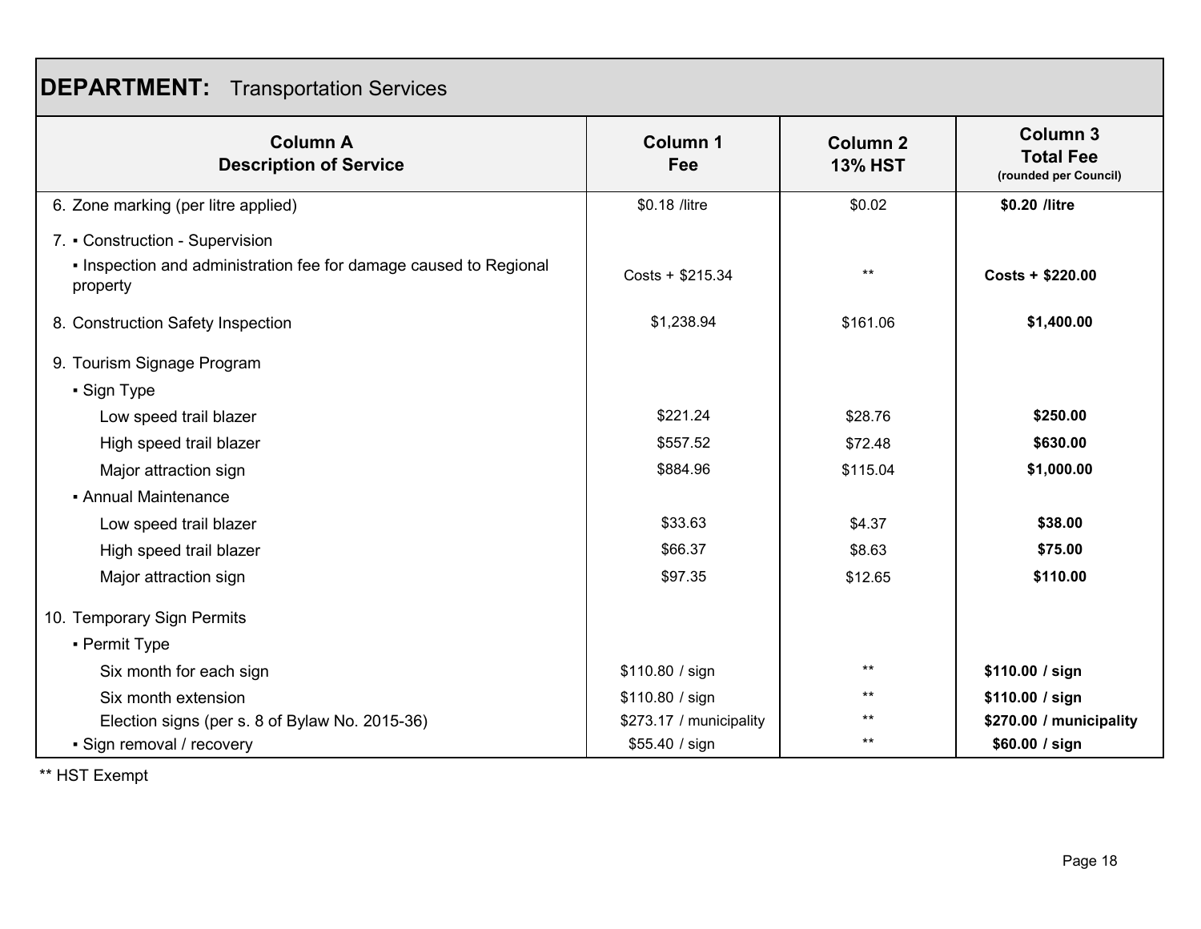## DEPARTMENT: Transportation Services

| Column A<br>Description of Service | Column 1<br>Fee | Column 2<br>13% HST | Column 3<br>Total Fee<br>(rounded per Council) |
|---|---|---|---|
| 6. Zone marking (per litre applied) | $0.18 /litre | $0.02 | **$0.20 /litre** |
| 7. ▪ Construction - Supervision | | | |
| ▪ Inspection and administration fee for damage caused to Regional property | Costs + $215.34 | ** | **Costs + $220.00** |
| 8. Construction Safety Inspection | $1,238.94 | $161.06 | **$1,400.00** |
| 9. Tourism Signage Program | | | |
| ▪ Sign Type | | | |
| Low speed trail blazer | $221.24 | $28.76 | **$250.00** |
| High speed trail blazer | $557.52 | $72.48 | **$630.00** |
| Major attraction sign | $884.96 | $115.04 | **$1,000.00** |
| ▪ Annual Maintenance | | | |
| Low speed trail blazer | $33.63 | $4.37 | **$38.00** |
| High speed trail blazer | $66.37 | $8.63 | **$75.00** |
| Major attraction sign | $97.35 | $12.65 | **$110.00** |
| 10. Temporary Sign Permits | | | |
| ▪ Permit Type | | | |
| Six month for each sign | $110.80 / sign | ** | **$110.00 / sign** |
| Six month extension | $110.80 / sign | ** | **$110.00 / sign** |
| Election signs (per s. 8 of Bylaw No. 2015-36) | $273.17 / municipality | ** | **$270.00 / municipality** |
| ▪ Sign removal / recovery | $55.40 / sign | ** | **$60.00 / sign** |

** HST Exempt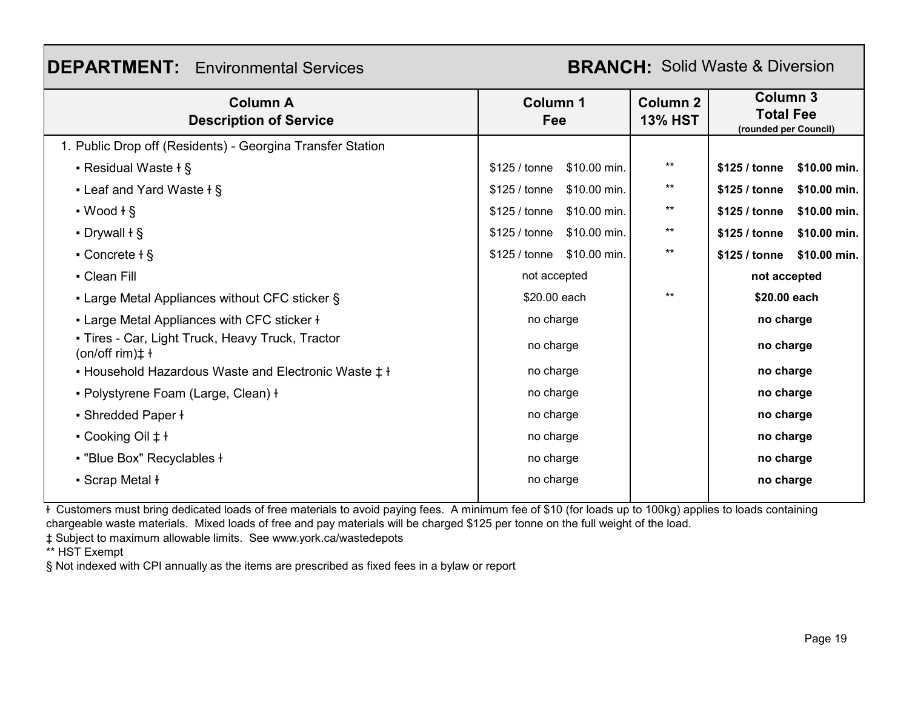**DEPARTMENT:** Environmental Services **BRANCH:** Solid Waste & Diversion

| Column A<br>Description of Service | Column 1<br>Fee | Column 2<br>13% HST | Column 3<br>Total Fee<br>(rounded per Council) |
|---|---|---|---|
| 1. Public Drop off (Residents) - Georgina Transfer Station | | | |
| ▪ Residual Waste ꝉ § | $125 / tonne $10.00 min. | ** | **$125 / tonne $10.00 min.** |
| ▪ Leaf and Yard Waste ꝉ § | $125 / tonne $10.00 min. | ** | **$125 / tonne $10.00 min.** |
| ▪ Wood ꝉ § | $125 / tonne $10.00 min. | ** | **$125 / tonne $10.00 min.** |
| ▪ Drywall ꝉ § | $125 / tonne $10.00 min. | ** | **$125 / tonne $10.00 min.** |
| ▪ Concrete ꝉ § | $125 / tonne $10.00 min. | ** | **$125 / tonne $10.00 min.** |
| ▪ Clean Fill | not accepted | | **not accepted** |
| ▪ Large Metal Appliances without CFC sticker § | $20.00 each | ** | **$20.00 each** |
| ▪ Large Metal Appliances with CFC sticker ꝉ | no charge | | **no charge** |
| ▪ Tires - Car, Light Truck, Heavy Truck, Tractor (on/off rim)‡ ꝉ | no charge | | **no charge** |
| ▪ Household Hazardous Waste and Electronic Waste ‡ ꝉ | no charge | | **no charge** |
| ▪ Polystyrene Foam (Large, Clean) ꝉ | no charge | | **no charge** |
| ▪ Shredded Paper ꝉ | no charge | | **no charge** |
| ▪ Cooking Oil ‡ ꝉ | no charge | | **no charge** |
| ▪ "Blue Box" Recyclables ꝉ | no charge | | **no charge** |
| ▪ Scrap Metal ꝉ | no charge | | **no charge** |

ꝉ Customers must bring dedicated loads of free materials to avoid paying fees. A minimum fee of $10 (for loads up to 100kg) applies to loads containing chargeable waste materials. Mixed loads of free and pay materials will be charged $125 per tonne on the full weight of the load.

‡ Subject to maximum allowable limits. See www.york.ca/wastedepots

** HST Exempt

§ Not indexed with CPI annually as the items are prescribed as fixed fees in a bylaw or report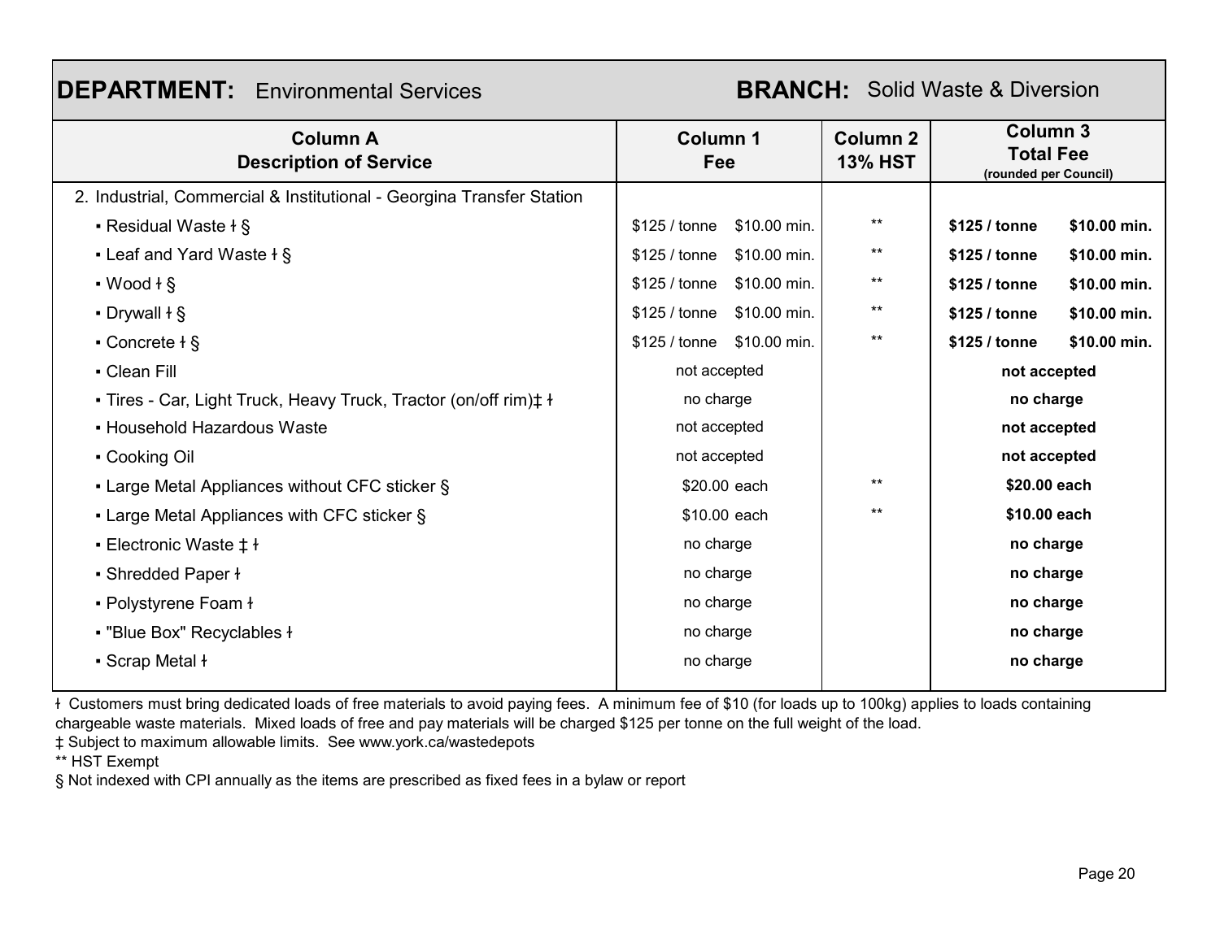| **DEPARTMENT:** Environmental Services | | | **BRANCH:** Solid Waste & Diversion |
|---|---|---|---|
| **Column A Description of Service** | **Column 1 Fee** | **Column 2 13% HST** | **Column 3 Total Fee (rounded per Council)** |
| 2. Industrial, Commercial & Institutional - Georgina Transfer Station | | | |
| ▪ Residual Waste ꝉ § | $125 / tonne $10.00 min. | ** | **$125 / tonne $10.00 min.** |
| ▪ Leaf and Yard Waste ꝉ § | $125 / tonne $10.00 min. | ** | **$125 / tonne $10.00 min.** |
| ▪ Wood ꝉ § | $125 / tonne $10.00 min. | ** | **$125 / tonne $10.00 min.** |
| ▪ Drywall ꝉ § | $125 / tonne $10.00 min. | ** | **$125 / tonne $10.00 min.** |
| ▪ Concrete ꝉ § | $125 / tonne $10.00 min. | ** | **$125 / tonne $10.00 min.** |
| ▪ Clean Fill | not accepted | | **not accepted** |
| ▪ Tires - Car, Light Truck, Heavy Truck, Tractor (on/off rim)‡ ꝉ | no charge | | **no charge** |
| ▪ Household Hazardous Waste | not accepted | | **not accepted** |
| ▪ Cooking Oil | not accepted | | **not accepted** |
| ▪ Large Metal Appliances without CFC sticker § | $20.00 each | ** | **$20.00 each** |
| ▪ Large Metal Appliances with CFC sticker § | $10.00 each | ** | **$10.00 each** |
| ▪ Electronic Waste ‡ ꝉ | no charge | | **no charge** |
| ▪ Shredded Paper ꝉ | no charge | | **no charge** |
| ▪ Polystyrene Foam ꝉ | no charge | | **no charge** |
| ▪ "Blue Box" Recyclables ꝉ | no charge | | **no charge** |
| ▪ Scrap Metal ꝉ | no charge | | **no charge** |

ꝉ Customers must bring dedicated loads of free materials to avoid paying fees. A minimum fee of $10 (for loads up to 100kg) applies to loads containing chargeable waste materials. Mixed loads of free and pay materials will be charged $125 per tonne on the full weight of the load.

‡ Subject to maximum allowable limits. See www.york.ca/wastedepots

** HST Exempt

§ Not indexed with CPI annually as the items are prescribed as fixed fees in a bylaw or report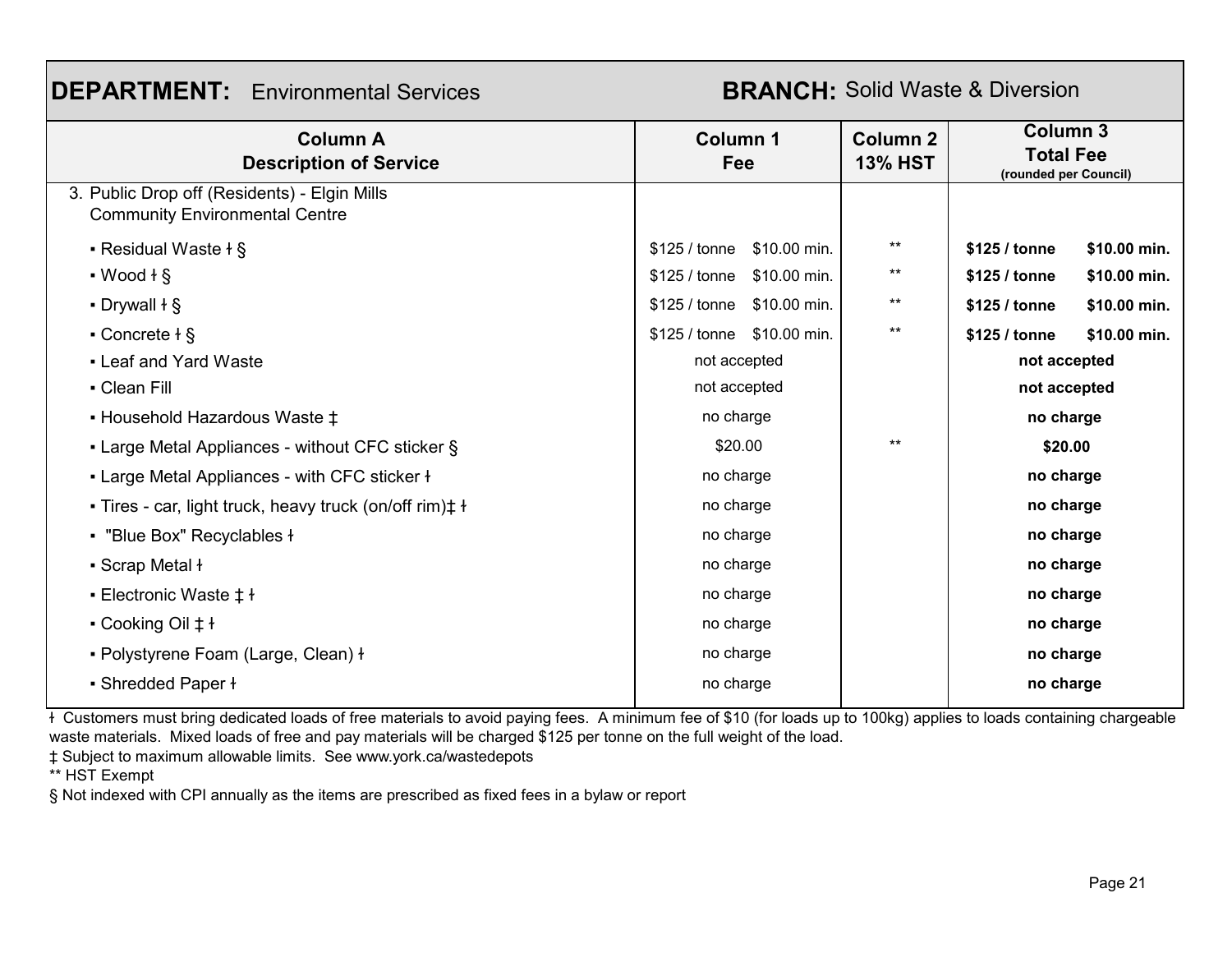**DEPARTMENT:** Environmental Services **BRANCH:** Solid Waste & Diversion

| Column A<br>Description of Service | Column 1<br>Fee | | Column 2<br>13% HST | Column 3<br>Total Fee<br>(rounded per Council) | |
|---|---|---|---|---|---|
| 3. Public Drop off (Residents) - Elgin Mills Community Environmental Centre | | | | | |
| ▪ Residual Waste ƚ § | $125 / tonne | $10.00 min. | ** | **$125 / tonne** | **$10.00 min.** |
| ▪ Wood ƚ § | $125 / tonne | $10.00 min. | ** | **$125 / tonne** | **$10.00 min.** |
| ▪ Drywall ƚ § | $125 / tonne | $10.00 min. | ** | **$125 / tonne** | **$10.00 min.** |
| ▪ Concrete ƚ § | $125 / tonne | $10.00 min. | ** | **$125 / tonne** | **$10.00 min.** |
| ▪ Leaf and Yard Waste | not accepted | | | **not accepted** | |
| ▪ Clean Fill | not accepted | | | **not accepted** | |
| ▪ Household Hazardous Waste ‡ | no charge | | | **no charge** | |
| ▪ Large Metal Appliances - without CFC sticker § | $20.00 | | ** | **$20.00** | |
| ▪ Large Metal Appliances - with CFC sticker ƚ | no charge | | | **no charge** | |
| ▪ Tires - car, light truck, heavy truck (on/off rim)‡ ƚ | no charge | | | **no charge** | |
| ▪ "Blue Box" Recyclables ƚ | no charge | | | **no charge** | |
| ▪ Scrap Metal ƚ | no charge | | | **no charge** | |
| ▪ Electronic Waste ‡ ƚ | no charge | | | **no charge** | |
| ▪ Cooking Oil ‡ ƚ | no charge | | | **no charge** | |
| ▪ Polystyrene Foam (Large, Clean) ƚ | no charge | | | **no charge** | |
| ▪ Shredded Paper ƚ | no charge | | | **no charge** | |

ƚ Customers must bring dedicated loads of free materials to avoid paying fees. A minimum fee of $10 (for loads up to 100kg) applies to loads containing chargeable waste materials. Mixed loads of free and pay materials will be charged $125 per tonne on the full weight of the load.

‡ Subject to maximum allowable limits. See www.york.ca/wastedepots

** HST Exempt

§ Not indexed with CPI annually as the items are prescribed as fixed fees in a bylaw or report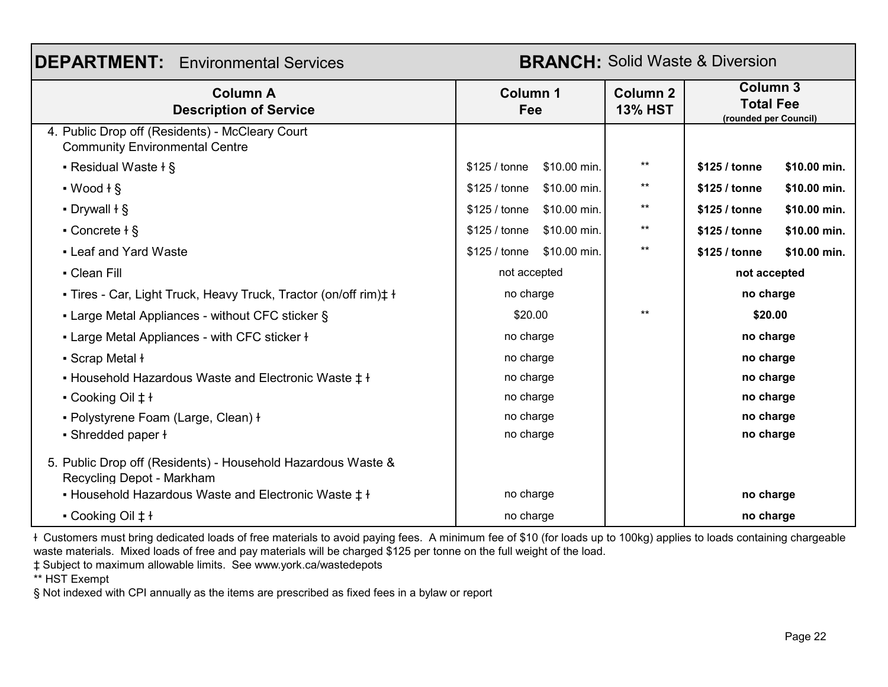| **DEPARTMENT:** Environmental Services | | **BRANCH:** Solid Waste & Diversion | |
|---|---|---|---|
| **Column A Description of Service** | **Column 1 Fee** | **Column 2 13% HST** | **Column 3 Total Fee** (rounded per Council) |
| 4. Public Drop off (Residents) - McCleary Court Community Environmental Centre | | | |
| ▪ Residual Waste ƚ § | $125 / tonne $10.00 min. | ** | **$125 / tonne $10.00 min.** |
| ▪ Wood ƚ § | $125 / tonne $10.00 min. | ** | **$125 / tonne $10.00 min.** |
| ▪ Drywall ƚ § | $125 / tonne $10.00 min. | ** | **$125 / tonne $10.00 min.** |
| ▪ Concrete ƚ § | $125 / tonne $10.00 min. | ** | **$125 / tonne $10.00 min.** |
| ▪ Leaf and Yard Waste | $125 / tonne $10.00 min. | ** | **$125 / tonne $10.00 min.** |
| ▪ Clean Fill | not accepted | | **not accepted** |
| ▪ Tires - Car, Light Truck, Heavy Truck, Tractor (on/off rim)‡ ƚ | no charge | | **no charge** |
| ▪ Large Metal Appliances - without CFC sticker § | $20.00 | ** | **$20.00** |
| ▪ Large Metal Appliances - with CFC sticker ƚ | no charge | | **no charge** |
| ▪ Scrap Metal ƚ | no charge | | **no charge** |
| ▪ Household Hazardous Waste and Electronic Waste ‡ ƚ | no charge | | **no charge** |
| ▪ Cooking Oil ‡ ƚ | no charge | | **no charge** |
| ▪ Polystyrene Foam (Large, Clean) ƚ | no charge | | **no charge** |
| ▪ Shredded paper ƚ | no charge | | **no charge** |
| 5. Public Drop off (Residents) - Household Hazardous Waste & Recycling Depot - Markham | | | |
| ▪ Household Hazardous Waste and Electronic Waste ‡ ƚ | no charge | | **no charge** |
| ▪ Cooking Oil ‡ ƚ | no charge | | **no charge** |

ƚ Customers must bring dedicated loads of free materials to avoid paying fees. A minimum fee of $10 (for loads up to 100kg) applies to loads containing chargeable waste materials. Mixed loads of free and pay materials will be charged $125 per tonne on the full weight of the load.

‡ Subject to maximum allowable limits. See www.york.ca/wastedepots

** HST Exempt

§ Not indexed with CPI annually as the items are prescribed as fixed fees in a bylaw or report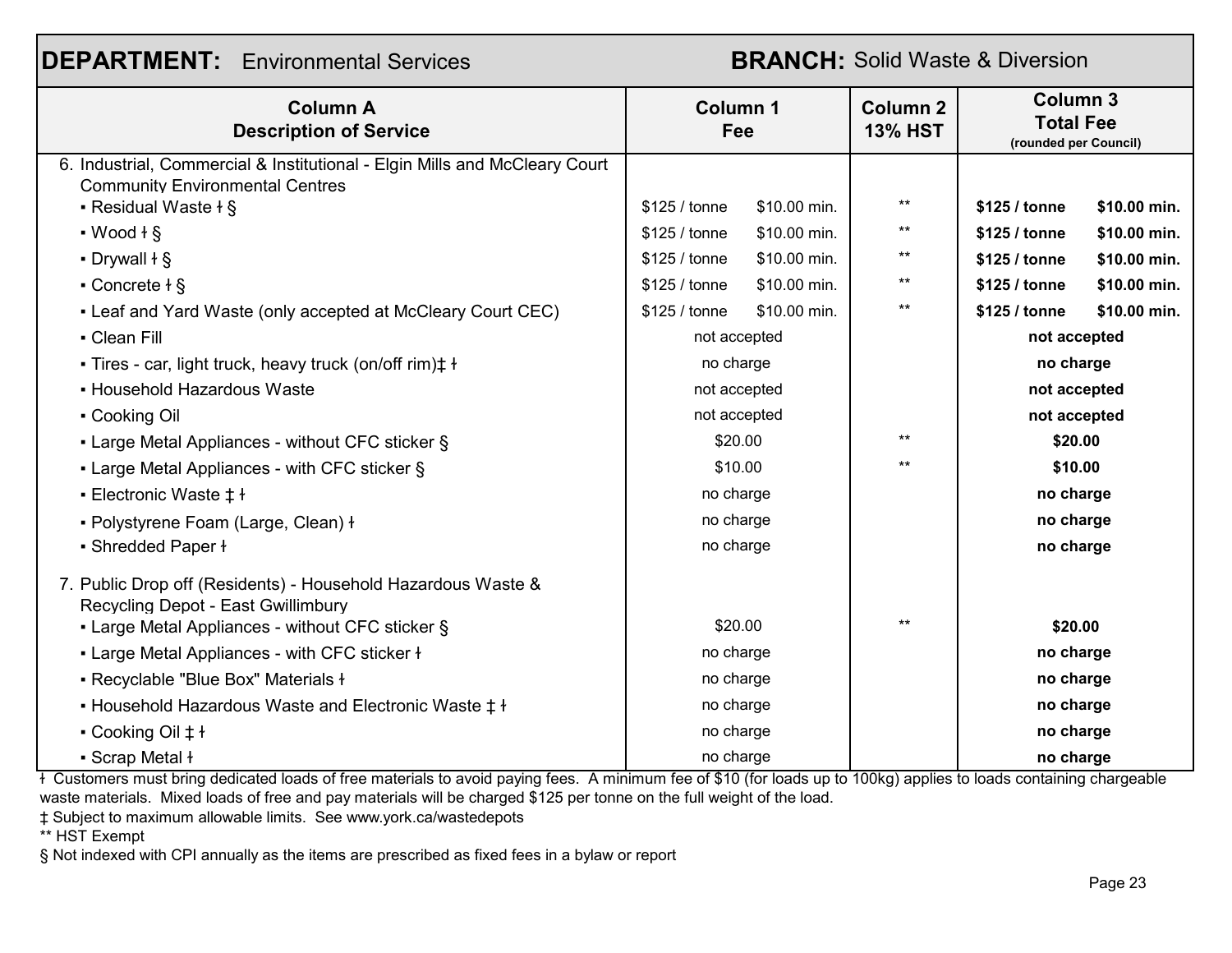**DEPARTMENT:** Environmental Services **BRANCH:** Solid Waste & Diversion

| Column A<br>Description of Service | Column 1<br>Fee | | Column 2<br>13% HST | Column 3<br>Total Fee<br>(rounded per Council) | |
|---|---|---|---|---|---|
| 6. Industrial, Commercial & Institutional - Elgin Mills and McCleary Court Community Environmental Centres | | | | | |
| ▪ Residual Waste ƚ § | $125 / tonne | $10.00 min. | ** | **$125 / tonne** | **$10.00 min.** |
| ▪ Wood ƚ § | $125 / tonne | $10.00 min. | ** | **$125 / tonne** | **$10.00 min.** |
| ▪ Drywall ƚ § | $125 / tonne | $10.00 min. | ** | **$125 / tonne** | **$10.00 min.** |
| ▪ Concrete ƚ § | $125 / tonne | $10.00 min. | ** | **$125 / tonne** | **$10.00 min.** |
| ▪ Leaf and Yard Waste (only accepted at McCleary Court CEC) | $125 / tonne | $10.00 min. | ** | **$125 / tonne** | **$10.00 min.** |
| ▪ Clean Fill | not accepted | | | **not accepted** | |
| ▪ Tires - car, light truck, heavy truck (on/off rim)‡ ƚ | no charge | | | **no charge** | |
| ▪ Household Hazardous Waste | not accepted | | | **not accepted** | |
| ▪ Cooking Oil | not accepted | | | **not accepted** | |
| ▪ Large Metal Appliances - without CFC sticker § | $20.00 | | ** | **$20.00** | |
| ▪ Large Metal Appliances - with CFC sticker § | $10.00 | | ** | **$10.00** | |
| ▪ Electronic Waste ‡ ƚ | no charge | | | **no charge** | |
| ▪ Polystyrene Foam (Large, Clean) ƚ | no charge | | | **no charge** | |
| ▪ Shredded Paper ƚ | no charge | | | **no charge** | |
| 7. Public Drop off (Residents) - Household Hazardous Waste & Recycling Depot - East Gwillimbury | | | | | |
| ▪ Large Metal Appliances - without CFC sticker § | $20.00 | | ** | **$20.00** | |
| ▪ Large Metal Appliances - with CFC sticker ƚ | no charge | | | **no charge** | |
| ▪ Recyclable "Blue Box" Materials ƚ | no charge | | | **no charge** | |
| ▪ Household Hazardous Waste and Electronic Waste ‡ ƚ | no charge | | | **no charge** | |
| ▪ Cooking Oil ‡ ƚ | no charge | | | **no charge** | |
| ▪ Scrap Metal ƚ | no charge | | | **no charge** | |

ƚ Customers must bring dedicated loads of free materials to avoid paying fees. A minimum fee of $10 (for loads up to 100kg) applies to loads containing chargeable waste materials. Mixed loads of free and pay materials will be charged $125 per tonne on the full weight of the load.

‡ Subject to maximum allowable limits. See www.york.ca/wastedepots

** HST Exempt

§ Not indexed with CPI annually as the items are prescribed as fixed fees in a bylaw or report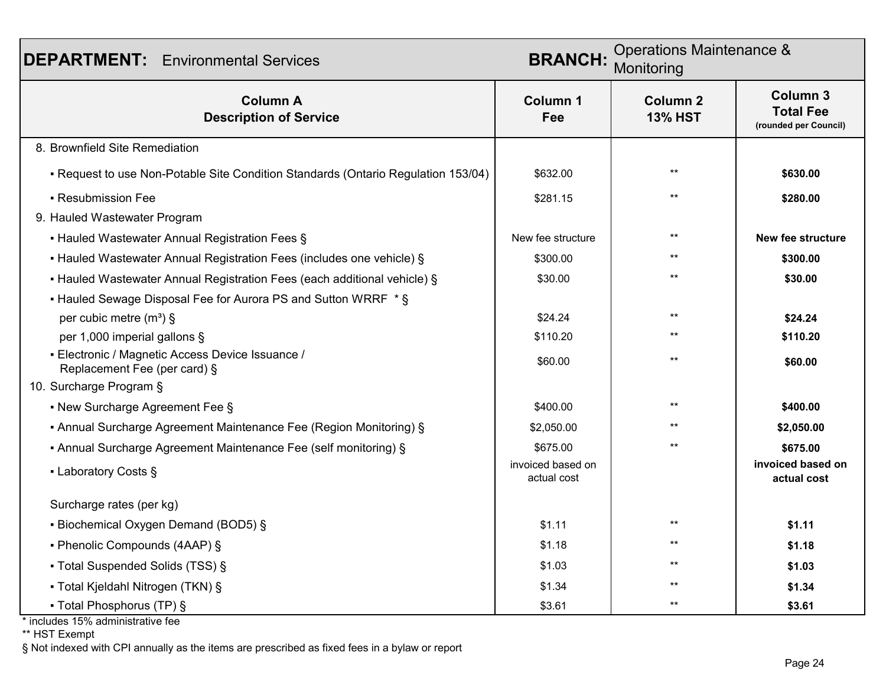| **DEPARTMENT:** Environmental Services | | **BRANCH:** Operations Maintenance & Monitoring | |
|---|---|---|---|
| **Column A Description of Service** | **Column 1 Fee** | **Column 2 13% HST** | **Column 3 Total Fee (rounded per Council)** |
| 8. Brownfield Site Remediation | | | |
| ▪ Request to use Non-Potable Site Condition Standards (Ontario Regulation 153/04) | $632.00 | ** | **$630.00** |
| ▪ Resubmission Fee | $281.15 | ** | **$280.00** |
| 9. Hauled Wastewater Program | | | |
| ▪ Hauled Wastewater Annual Registration Fees § | New fee structure | ** | **New fee structure** |
| ▪ Hauled Wastewater Annual Registration Fees (includes one vehicle) § | $300.00 | ** | **$300.00** |
| ▪ Hauled Wastewater Annual Registration Fees (each additional vehicle) § | $30.00 | ** | **$30.00** |
| ▪ Hauled Sewage Disposal Fee for Aurora PS and Sutton WRRF * § | | | |
| per cubic metre ($m^3$) § | $24.24 | ** | **$24.24** |
| per 1,000 imperial gallons § | $110.20 | ** | **$110.20** |
| ▪ Electronic / Magnetic Access Device Issuance / Replacement Fee (per card) § | $60.00 | ** | **$60.00** |
| 10. Surcharge Program § | | | |
| ▪ New Surcharge Agreement Fee § | $400.00 | ** | **$400.00** |
| ▪ Annual Surcharge Agreement Maintenance Fee (Region Monitoring) § | $2,050.00 | ** | **$2,050.00** |
| ▪ Annual Surcharge Agreement Maintenance Fee (self monitoring) § | $675.00 | ** | **$675.00** |
| ▪ Laboratory Costs § | invoiced based on actual cost | | **invoiced based on actual cost** |
| Surcharge rates (per kg) | | | |
| ▪ Biochemical Oxygen Demand (BOD5) § | $1.11 | ** | **$1.11** |
| ▪ Phenolic Compounds (4AAP) § | $1.18 | ** | **$1.18** |
| ▪ Total Suspended Solids (TSS) § | $1.03 | ** | **$1.03** |
| ▪ Total Kjeldahl Nitrogen (TKN) § | $1.34 | ** | **$1.34** |
| ▪ Total Phosphorus (TP) § | $3.61 | ** | **$3.61** |

\* includes 15% administrative fee

** HST Exempt

§ Not indexed with CPI annually as the items are prescribed as fixed fees in a bylaw or report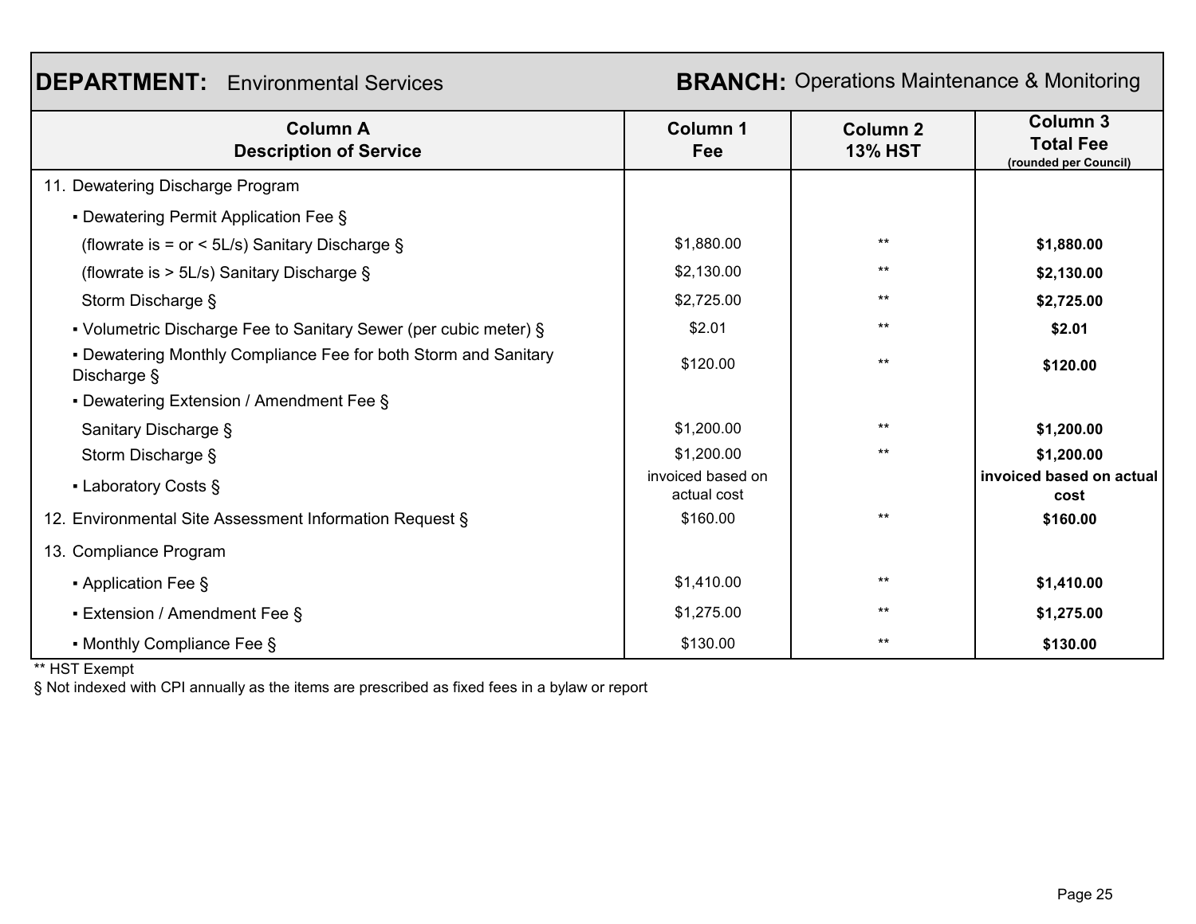**DEPARTMENT:** Environmental Services **BRANCH:** Operations Maintenance & Monitoring

| Column A<br>Description of Service | Column 1<br>Fee | Column 2<br>13% HST | Column 3<br>Total Fee<br>(rounded per Council) |
|---|---|---|---|
| 11. Dewatering Discharge Program | | | |
| ▪ Dewatering Permit Application Fee § | | | |
| (flowrate is = or < 5L/s) Sanitary Discharge § | $1,880.00 | ** | **$1,880.00** |
| (flowrate is > 5L/s) Sanitary Discharge § | $2,130.00 | ** | **$2,130.00** |
| Storm Discharge § | $2,725.00 | ** | **$2,725.00** |
| ▪ Volumetric Discharge Fee to Sanitary Sewer (per cubic meter) § | $2.01 | ** | **$2.01** |
| ▪ Dewatering Monthly Compliance Fee for both Storm and Sanitary Discharge § | $120.00 | ** | **$120.00** |
| ▪ Dewatering Extension / Amendment Fee § | | | |
| Sanitary Discharge § | $1,200.00 | ** | **$1,200.00** |
| Storm Discharge § | $1,200.00 | ** | **$1,200.00** |
| ▪ Laboratory Costs § | invoiced based on actual cost | | **invoiced based on actual cost** |
| 12. Environmental Site Assessment Information Request § | $160.00 | ** | **$160.00** |
| 13. Compliance Program | | | |
| ▪ Application Fee § | $1,410.00 | ** | **$1,410.00** |
| ▪ Extension / Amendment Fee § | $1,275.00 | ** | **$1,275.00** |
| ▪ Monthly Compliance Fee § | $130.00 | ** | **$130.00** |

** HST Exempt

§ Not indexed with CPI annually as the items are prescribed as fixed fees in a bylaw or report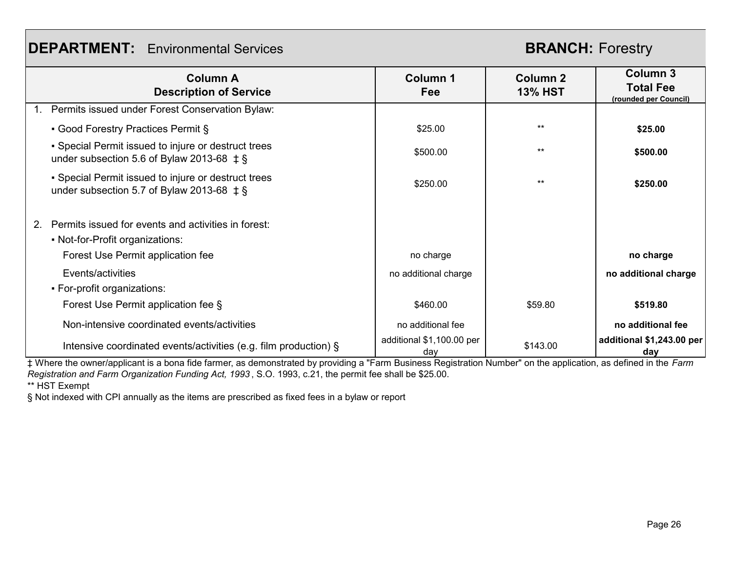**DEPARTMENT:** Environmental Services **BRANCH:** Forestry

| Column A<br>Description of Service | Column 1<br>Fee | Column 2<br>13% HST | Column 3<br>Total Fee<br>(rounded per Council) |
|---|---|---|---|
| 1. Permits issued under Forest Conservation Bylaw: | | | |
| ▪ Good Forestry Practices Permit § | $25.00 | ** | **$25.00** |
| ▪ Special Permit issued to injure or destruct trees under subsection 5.6 of Bylaw 2013-68 ‡ § | $500.00 | ** | **$500.00** |
| ▪ Special Permit issued to injure or destruct trees under subsection 5.7 of Bylaw 2013-68 ‡ § | $250.00 | ** | **$250.00** |
| 2. Permits issued for events and activities in forest: | | | |
| ▪ Not-for-Profit organizations: | | | |
| Forest Use Permit application fee | no charge | | **no charge** |
| Events/activities | no additional charge | | **no additional charge** |
| ▪ For-profit organizations: | | | |
| Forest Use Permit application fee § | $460.00 | $59.80 | **$519.80** |
| Non-intensive coordinated events/activities | no additional fee | | **no additional fee** |
| Intensive coordinated events/activities (e.g. film production) § | additional $1,100.00 per day | $143.00 | **additional $1,243.00 per day** |

‡ Where the owner/applicant is a bona fide farmer, as demonstrated by providing a "Farm Business Registration Number" on the application, as defined in the *Farm Registration and Farm Organization Funding Act, 1993*, S.O. 1993, c.21, the permit fee shall be $25.00.

** HST Exempt

§ Not indexed with CPI annually as the items are prescribed as fixed fees in a bylaw or report